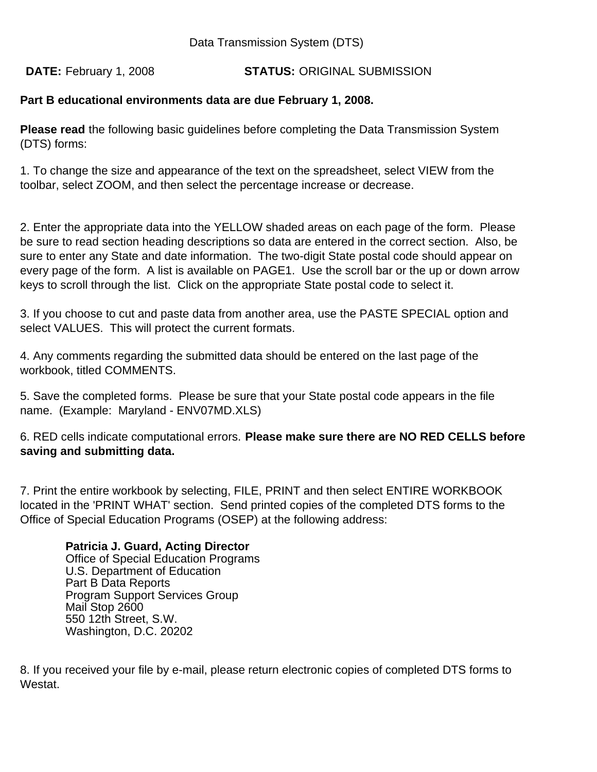Data Transmission System (DTS)

**DATE:** February 1, 2008 **STATUS:** ORIGINAL SUBMISSION

**Part B educational environments data are due February 1, 2008.**

**Please read** the following basic guidelines before completing the Data Transmission System (DTS) forms:

1. To change the size and appearance of the text on the spreadsheet, select VIEW from the toolbar, select ZOOM, and then select the percentage increase or decrease.

2. Enter the appropriate data into the YELLOW shaded areas on each page of the form. Please be sure to read section heading descriptions so data are entered in the correct section. Also, be sure to enter any State and date information. The two-digit State postal code should appear on every page of the form. A list is available on PAGE1. Use the scroll bar or the up or down arrow keys to scroll through the list. Click on the appropriate State postal code to select it.

3. If you choose to cut and paste data from another area, use the PASTE SPECIAL option and select VALUES. This will protect the current formats.

4. Any comments regarding the submitted data should be entered on the last page of the workbook, titled COMMENTS.

5. Save the completed forms. Please be sure that your State postal code appears in the file name. (Example: Maryland - ENV07MD.XLS)

6. RED cells indicate computational errors. **Please make sure there are NO RED CELLS before saving and submitting data.**

7. Print the entire workbook by selecting, FILE, PRINT and then select ENTIRE WORKBOOK located in the 'PRINT WHAT' section. Send printed copies of the completed DTS forms to the Office of Special Education Programs (OSEP) at the following address:

> **Patricia J. Guard, Acting Director**
> Office of Special Education Programs
> U.S. Department of Education
> Part B Data Reports
> Program Support Services Group
> Mail Stop 2600
> 550 12th Street, S.W.
> Washington, D.C. 20202

8. If you received your file by e-mail, please return electronic copies of completed DTS forms to Westat.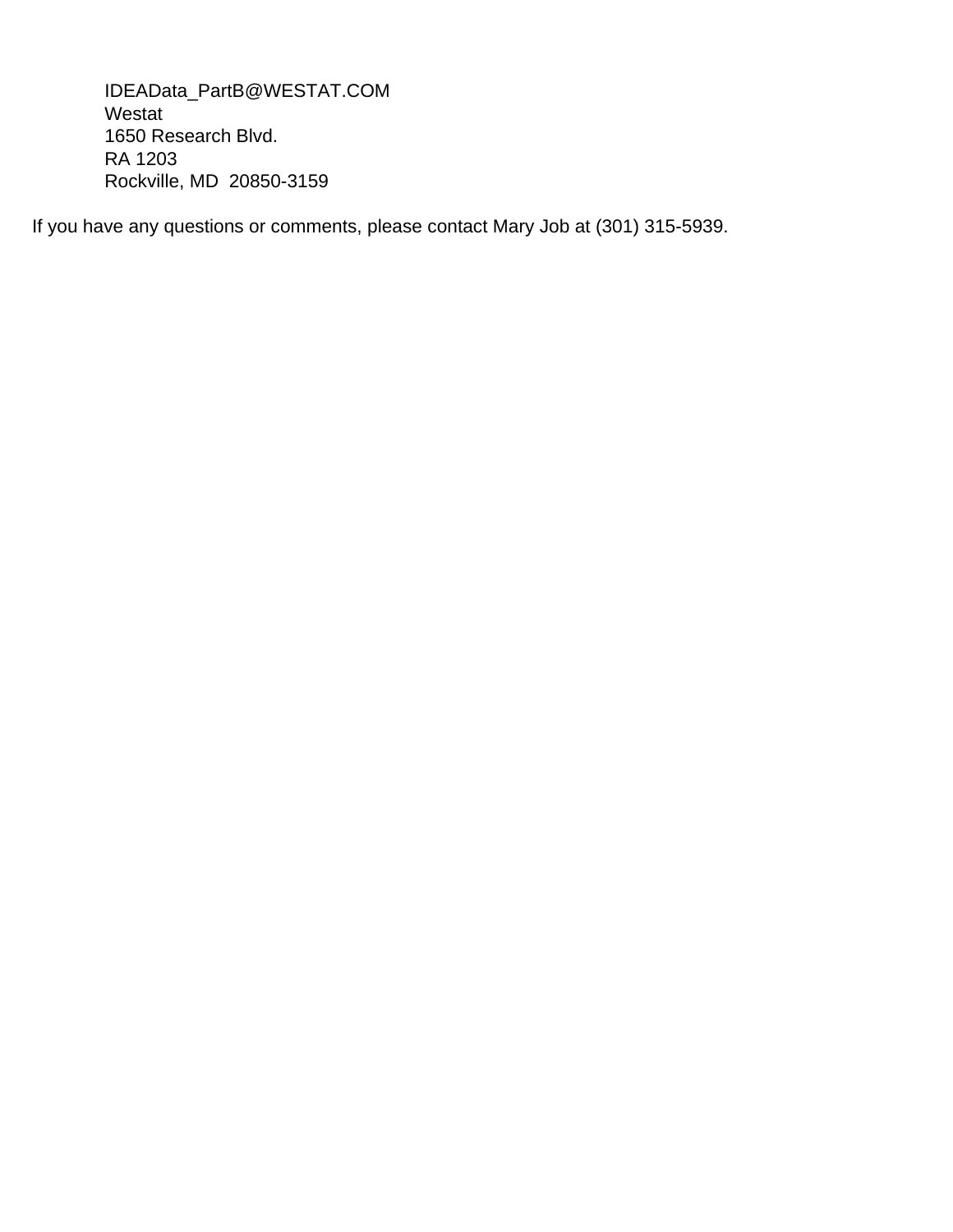IDEAData_PartB@WESTAT.COM
Westat
1650 Research Blvd.
RA 1203
Rockville, MD  20850-3159

If you have any questions or comments, please contact Mary Job at (301) 315-5939.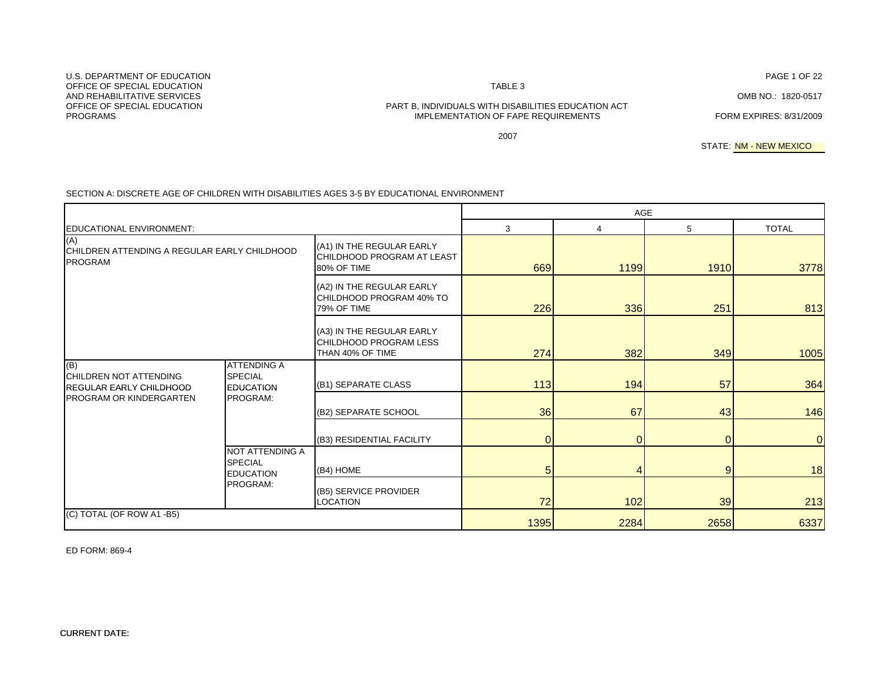U.S. DEPARTMENT OF EDUCATION
OFFICE OF SPECIAL EDUCATION
AND REHABILITATIVE SERVICES
OFFICE OF SPECIAL EDUCATION
PROGRAMS

TABLE 3

PART B, INDIVIDUALS WITH DISABILITIES EDUCATION ACT
IMPLEMENTATION OF FAPE REQUIREMENTS

2007

OMB NO.: 1820-0517

FORM EXPIRES: 8/31/2009

STATE: NM - NEW MEXICO

SECTION A: DISCRETE AGE OF CHILDREN WITH DISABILITIES AGES 3-5 BY EDUCATIONAL ENVIRONMENT

| EDUCATIONAL ENVIRONMENT: | | | AGE 3 | AGE 4 | AGE 5 | TOTAL |
|---|---|---|---|---|---|---|
| (A) CHILDREN ATTENDING A REGULAR EARLY CHILDHOOD PROGRAM | | (A1) IN THE REGULAR EARLY CHILDHOOD PROGRAM AT LEAST 80% OF TIME | 669 | 1199 | 1910 | 3778 |
| | | (A2) IN THE REGULAR EARLY CHILDHOOD PROGRAM 40% TO 79% OF TIME | 226 | 336 | 251 | 813 |
| | | (A3) IN THE REGULAR EARLY CHILDHOOD PROGRAM LESS THAN 40% OF TIME | 274 | 382 | 349 | 1005 |
| (B) CHILDREN NOT ATTENDING REGULAR EARLY CHILDHOOD PROGRAM OR KINDERGARTEN | ATTENDING A SPECIAL EDUCATION PROGRAM: | (B1) SEPARATE CLASS | 113 | 194 | 57 | 364 |
| | | (B2) SEPARATE SCHOOL | 36 | 67 | 43 | 146 |
| | | (B3) RESIDENTIAL FACILITY | 0 | 0 | 0 | 0 |
| | NOT ATTENDING A SPECIAL EDUCATION PROGRAM: | (B4) HOME | 5 | 4 | 9 | 18 |
| | | (B5) SERVICE PROVIDER LOCATION | 72 | 102 | 39 | 213 |
| (C) TOTAL (OF ROW A1 -B5) | | | 1395 | 2284 | 2658 | 6337 |

ED FORM: 869-4

CURRENT DATE: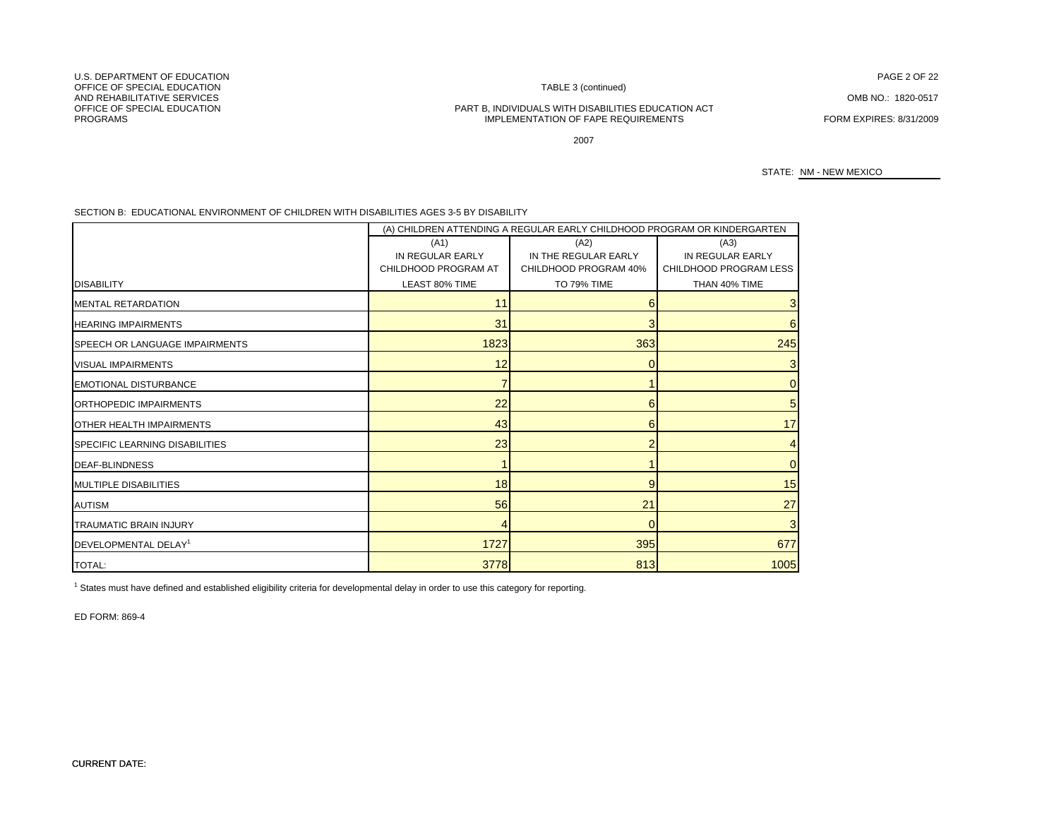U.S. DEPARTMENT OF EDUCATION
OFFICE OF SPECIAL EDUCATION
AND REHABILITATIVE SERVICES
OFFICE OF SPECIAL EDUCATION
PROGRAMS

TABLE 3 (continued)

PART B, INDIVIDUALS WITH DISABILITIES EDUCATION ACT
IMPLEMENTATION OF FAPE REQUIREMENTS

2007

OMB NO.: 1820-0517

FORM EXPIRES: 8/31/2009

STATE: NM - NEW MEXICO

SECTION B: EDUCATIONAL ENVIRONMENT OF CHILDREN WITH DISABILITIES AGES 3-5 BY DISABILITY

| | (A) CHILDREN ATTENDING A REGULAR EARLY CHILDHOOD PROGRAM OR KINDERGARTEN | | |
|---|---|---|---|
| DISABILITY | (A1) IN REGULAR EARLY CHILDHOOD PROGRAM AT LEAST 80% TIME | (A2) IN THE REGULAR EARLY CHILDHOOD PROGRAM 40% TO 79% TIME | (A3) IN REGULAR EARLY CHILDHOOD PROGRAM LESS THAN 40% TIME |
| MENTAL RETARDATION | 11 | 6 | 3 |
| HEARING IMPAIRMENTS | 31 | 3 | 6 |
| SPEECH OR LANGUAGE IMPAIRMENTS | 1823 | 363 | 245 |
| VISUAL IMPAIRMENTS | 12 | 0 | 3 |
| EMOTIONAL DISTURBANCE | 7 | 1 | 0 |
| ORTHOPEDIC IMPAIRMENTS | 22 | 6 | 5 |
| OTHER HEALTH IMPAIRMENTS | 43 | 6 | 17 |
| SPECIFIC LEARNING DISABILITIES | 23 | 2 | 4 |
| DEAF-BLINDNESS | 1 | 1 | 0 |
| MULTIPLE DISABILITIES | 18 | 9 | 15 |
| AUTISM | 56 | 21 | 27 |
| TRAUMATIC BRAIN INJURY | 4 | 0 | 3 |
| DEVELOPMENTAL DELAY[1] | 1727 | 395 | 677 |
| TOTAL: | 3778 | 813 | 1005 |

[1] States must have defined and established eligibility criteria for developmental delay in order to use this category for reporting.

ED FORM: 869-4

CURRENT DATE: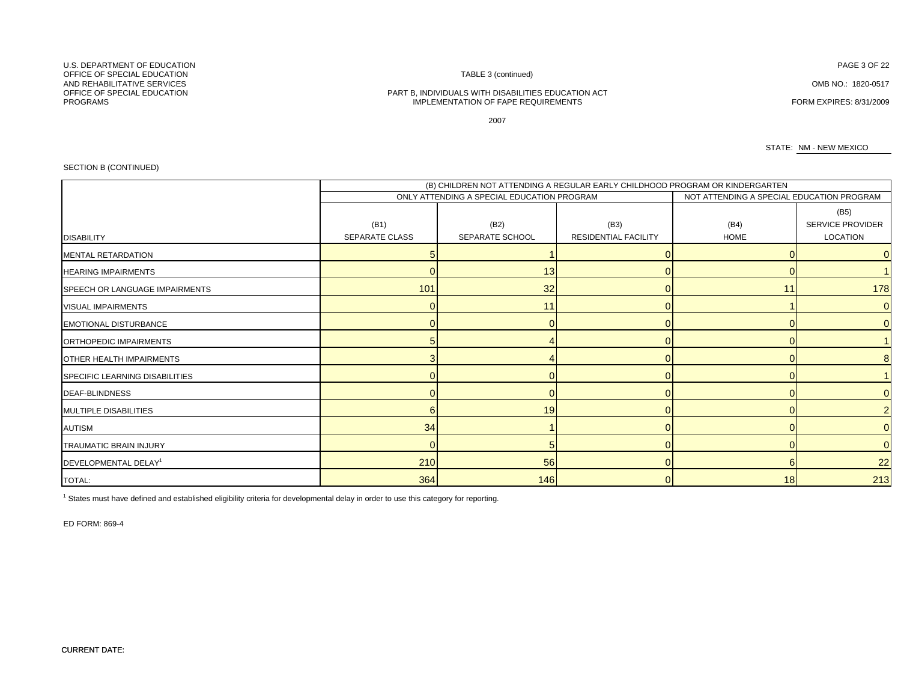U.S. DEPARTMENT OF EDUCATION
OFFICE OF SPECIAL EDUCATION
AND REHABILITATIVE SERVICES
OFFICE OF SPECIAL EDUCATION
PROGRAMS

TABLE 3 (continued)

PART B, INDIVIDUALS WITH DISABILITIES EDUCATION ACT
IMPLEMENTATION OF FAPE REQUIREMENTS

2007

OMB NO.: 1820-0517

FORM EXPIRES: 8/31/2009

STATE: NM - NEW MEXICO

SECTION B (CONTINUED)

| | (B) CHILDREN NOT ATTENDING A REGULAR EARLY CHILDHOOD PROGRAM OR KINDERGARTEN | | | | |
|---|---|---|---|---|---|
| | ONLY ATTENDING A SPECIAL EDUCATION PROGRAM | | | NOT ATTENDING A SPECIAL EDUCATION PROGRAM | |
| DISABILITY | (B1) SEPARATE CLASS | (B2) SEPARATE SCHOOL | (B3) RESIDENTIAL FACILITY | (B4) HOME | (B5) SERVICE PROVIDER LOCATION |
| MENTAL RETARDATION | 5 | 1 | 0 | 0 | 0 |
| HEARING IMPAIRMENTS | 0 | 13 | 0 | 0 | 1 |
| SPEECH OR LANGUAGE IMPAIRMENTS | 101 | 32 | 0 | 11 | 178 |
| VISUAL IMPAIRMENTS | 0 | 11 | 0 | 1 | 0 |
| EMOTIONAL DISTURBANCE | 0 | 0 | 0 | 0 | 0 |
| ORTHOPEDIC IMPAIRMENTS | 5 | 4 | 0 | 0 | 1 |
| OTHER HEALTH IMPAIRMENTS | 3 | 4 | 0 | 0 | 8 |
| SPECIFIC LEARNING DISABILITIES | 0 | 0 | 0 | 0 | 1 |
| DEAF-BLINDNESS | 0 | 0 | 0 | 0 | 0 |
| MULTIPLE DISABILITIES | 6 | 19 | 0 | 0 | 2 |
| AUTISM | 34 | 1 | 0 | 0 | 0 |
| TRAUMATIC BRAIN INJURY | 0 | 5 | 0 | 0 | 0 |
| DEVELOPMENTAL DELAY[1] | 210 | 56 | 0 | 6 | 22 |
| TOTAL: | 364 | 146 | 0 | 18 | 213 |

[1] States must have defined and established eligibility criteria for developmental delay in order to use this category for reporting.

ED FORM: 869-4

CURRENT DATE: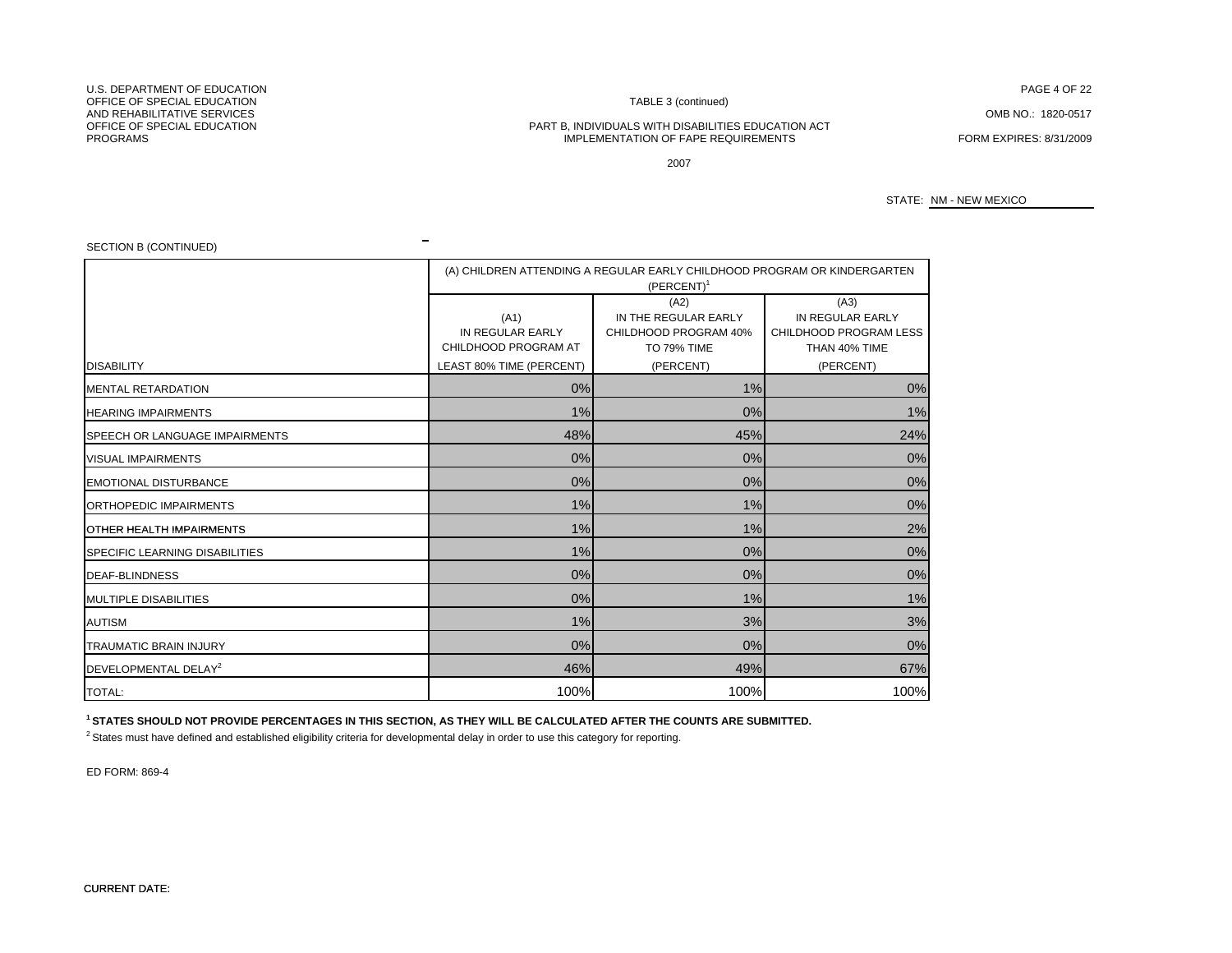U.S. DEPARTMENT OF EDUCATION
OFFICE OF SPECIAL EDUCATION
AND REHABILITATIVE SERVICES
OFFICE OF SPECIAL EDUCATION
PROGRAMS

TABLE 3 (continued)

PART B, INDIVIDUALS WITH DISABILITIES EDUCATION ACT
IMPLEMENTATION OF FAPE REQUIREMENTS

2007

OMB NO.: 1820-0517

FORM EXPIRES: 8/31/2009

STATE: NM - NEW MEXICO

SECTION B (CONTINUED)

| DISABILITY | (A) CHILDREN ATTENDING A REGULAR EARLY CHILDHOOD PROGRAM OR KINDERGARTEN (PERCENT)[1] | | |
|---|---|---|---|
| | (A1) IN REGULAR EARLY CHILDHOOD PROGRAM AT LEAST 80% TIME (PERCENT) | (A2) IN THE REGULAR EARLY CHILDHOOD PROGRAM 40% TO 79% TIME (PERCENT) | (A3) IN REGULAR EARLY CHILDHOOD PROGRAM LESS THAN 40% TIME (PERCENT) |
| MENTAL RETARDATION | 0% | 1% | 0% |
| HEARING IMPAIRMENTS | 1% | 0% | 1% |
| SPEECH OR LANGUAGE IMPAIRMENTS | 48% | 45% | 24% |
| VISUAL IMPAIRMENTS | 0% | 0% | 0% |
| EMOTIONAL DISTURBANCE | 0% | 0% | 0% |
| ORTHOPEDIC IMPAIRMENTS | 1% | 1% | 0% |
| OTHER HEALTH IMPAIRMENTS | 1% | 1% | 2% |
| SPECIFIC LEARNING DISABILITIES | 1% | 0% | 0% |
| DEAF-BLINDNESS | 0% | 0% | 0% |
| MULTIPLE DISABILITIES | 0% | 1% | 1% |
| AUTISM | 1% | 3% | 3% |
| TRAUMATIC BRAIN INJURY | 0% | 0% | 0% |
| DEVELOPMENTAL DELAY[2] | 46% | 49% | 67% |
| TOTAL: | 100% | 100% | 100% |

**[1] STATES SHOULD NOT PROVIDE PERCENTAGES IN THIS SECTION, AS THEY WILL BE CALCULATED AFTER THE COUNTS ARE SUBMITTED.**

[2] States must have defined and established eligibility criteria for developmental delay in order to use this category for reporting.

ED FORM: 869-4

CURRENT DATE: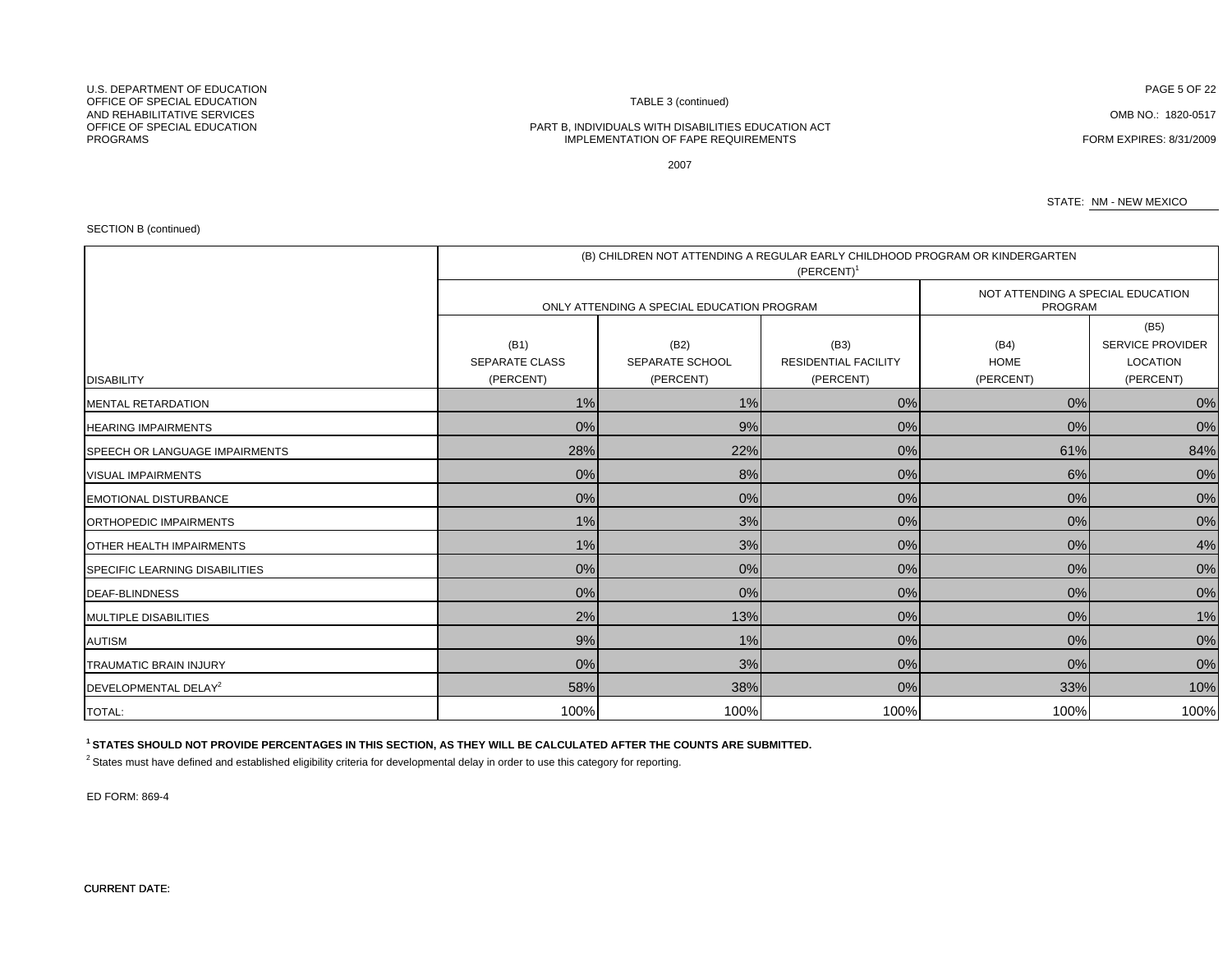U.S. DEPARTMENT OF EDUCATION
OFFICE OF SPECIAL EDUCATION
AND REHABILITATIVE SERVICES
OFFICE OF SPECIAL EDUCATION
PROGRAMS

TABLE 3 (continued)

PART B, INDIVIDUALS WITH DISABILITIES EDUCATION ACT
IMPLEMENTATION OF FAPE REQUIREMENTS

2007

OMB NO.: 1820-0517

FORM EXPIRES: 8/31/2009

STATE: NM - NEW MEXICO

SECTION B (continued)

| DISABILITY | (B) CHILDREN NOT ATTENDING A REGULAR EARLY CHILDHOOD PROGRAM OR KINDERGARTEN (PERCENT)[1] | | | | |
|---|---|---|---|---|---|
| | ONLY ATTENDING A SPECIAL EDUCATION PROGRAM | | | NOT ATTENDING A SPECIAL EDUCATION PROGRAM | |
| | (B1) SEPARATE CLASS (PERCENT) | (B2) SEPARATE SCHOOL (PERCENT) | (B3) RESIDENTIAL FACILITY (PERCENT) | (B4) HOME (PERCENT) | (B5) SERVICE PROVIDER LOCATION (PERCENT) |
| MENTAL RETARDATION | 1% | 1% | 0% | 0% | 0% |
| HEARING IMPAIRMENTS | 0% | 9% | 0% | 0% | 0% |
| SPEECH OR LANGUAGE IMPAIRMENTS | 28% | 22% | 0% | 61% | 84% |
| VISUAL IMPAIRMENTS | 0% | 8% | 0% | 6% | 0% |
| EMOTIONAL DISTURBANCE | 0% | 0% | 0% | 0% | 0% |
| ORTHOPEDIC IMPAIRMENTS | 1% | 3% | 0% | 0% | 0% |
| OTHER HEALTH IMPAIRMENTS | 1% | 3% | 0% | 0% | 4% |
| SPECIFIC LEARNING DISABILITIES | 0% | 0% | 0% | 0% | 0% |
| DEAF-BLINDNESS | 0% | 0% | 0% | 0% | 0% |
| MULTIPLE DISABILITIES | 2% | 13% | 0% | 0% | 1% |
| AUTISM | 9% | 1% | 0% | 0% | 0% |
| TRAUMATIC BRAIN INJURY | 0% | 3% | 0% | 0% | 0% |
| DEVELOPMENTAL DELAY[2] | 58% | 38% | 0% | 33% | 10% |
| TOTAL: | 100% | 100% | 100% | 100% | 100% |

**[1] STATES SHOULD NOT PROVIDE PERCENTAGES IN THIS SECTION, AS THEY WILL BE CALCULATED AFTER THE COUNTS ARE SUBMITTED.**

[2] States must have defined and established eligibility criteria for developmental delay in order to use this category for reporting.

ED FORM: 869-4

CURRENT DATE: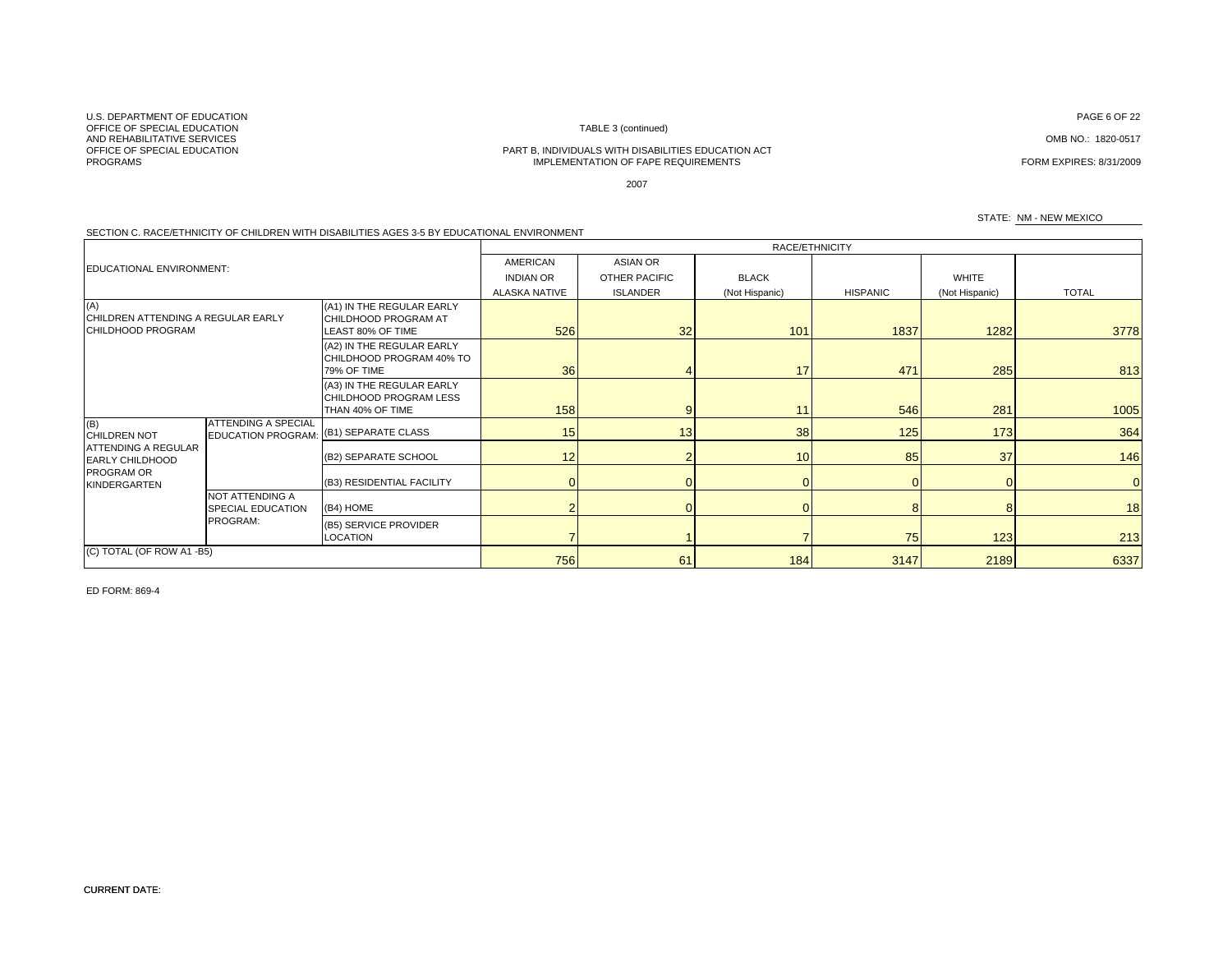U.S. DEPARTMENT OF EDUCATION
OFFICE OF SPECIAL EDUCATION AND REHABILITATIVE SERVICES
OFFICE OF SPECIAL EDUCATION PROGRAMS

TABLE 3 (continued)

PART B, INDIVIDUALS WITH DISABILITIES EDUCATION ACT
IMPLEMENTATION OF FAPE REQUIREMENTS

2007

OMB NO.: 1820-0517

FORM EXPIRES: 8/31/2009

STATE: NM - NEW MEXICO

SECTION C. RACE/ETHNICITY OF CHILDREN WITH DISABILITIES AGES 3-5 BY EDUCATIONAL ENVIRONMENT

| EDUCATIONAL ENVIRONMENT: | | | RACE/ETHNICITY | | | | | |
|---|---|---|---|---|---|---|---|---|
| | | | AMERICAN INDIAN OR ALASKA NATIVE | ASIAN OR OTHER PACIFIC ISLANDER | BLACK (Not Hispanic) | HISPANIC | WHITE (Not Hispanic) | TOTAL |
| (A) CHILDREN ATTENDING A REGULAR EARLY CHILDHOOD PROGRAM | | (A1) IN THE REGULAR EARLY CHILDHOOD PROGRAM AT LEAST 80% OF TIME | 526 | 32 | 101 | 1837 | 1282 | 3778 |
| | | (A2) IN THE REGULAR EARLY CHILDHOOD PROGRAM 40% TO 79% OF TIME | 36 | 4 | 17 | 471 | 285 | 813 |
| | | (A3) IN THE REGULAR EARLY CHILDHOOD PROGRAM LESS THAN 40% OF TIME | 158 | 9 | 11 | 546 | 281 | 1005 |
| (B) CHILDREN NOT ATTENDING A REGULAR EARLY CHILDHOOD PROGRAM OR KINDERGARTEN | ATTENDING A SPECIAL EDUCATION PROGRAM: | (B1) SEPARATE CLASS | 15 | 13 | 38 | 125 | 173 | 364 |
| | | (B2) SEPARATE SCHOOL | 12 | 2 | 10 | 85 | 37 | 146 |
| | | (B3) RESIDENTIAL FACILITY | 0 | 0 | 0 | 0 | 0 | 0 |
| | NOT ATTENDING A SPECIAL EDUCATION PROGRAM: | (B4) HOME | 2 | 0 | 0 | 8 | 8 | 18 |
| | | (B5) SERVICE PROVIDER LOCATION | 7 | 1 | 7 | 75 | 123 | 213 |
| (C) TOTAL (OF ROW A1 -B5) | | | 756 | 61 | 184 | 3147 | 2189 | 6337 |

ED FORM: 869-4

CURRENT DATE: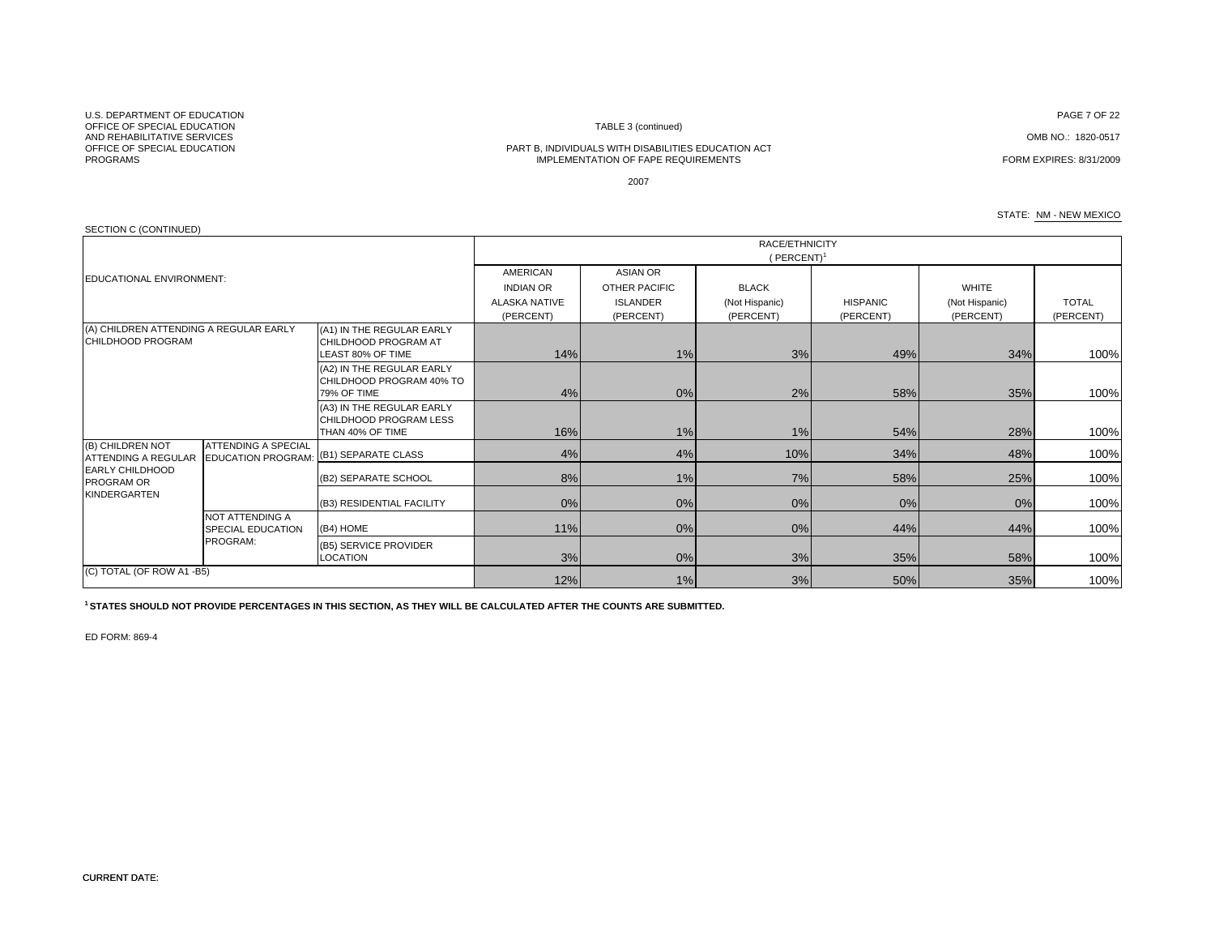U.S. DEPARTMENT OF EDUCATION
OFFICE OF SPECIAL EDUCATION
AND REHABILITATIVE SERVICES
OFFICE OF SPECIAL EDUCATION
PROGRAMS

TABLE 3 (continued)

OMB NO.: 1820-0517

PART B, INDIVIDUALS WITH DISABILITIES EDUCATION ACT
IMPLEMENTATION OF FAPE REQUIREMENTS

FORM EXPIRES: 8/31/2009

2007

STATE: NM - NEW MEXICO

SECTION C (CONTINUED)

| EDUCATIONAL ENVIRONMENT: | | | RACE/ETHNICITY (PERCENT)[1] | | | | | |
|---|---|---|---|---|---|---|---|---|
| | | | AMERICAN INDIAN OR ALASKA NATIVE (PERCENT) | ASIAN OR OTHER PACIFIC ISLANDER (PERCENT) | BLACK (Not Hispanic) (PERCENT) | HISPANIC (PERCENT) | WHITE (Not Hispanic) (PERCENT) | TOTAL (PERCENT) |
| (A) CHILDREN ATTENDING A REGULAR EARLY CHILDHOOD PROGRAM | | (A1) IN THE REGULAR EARLY CHILDHOOD PROGRAM AT LEAST 80% OF TIME | 14% | 1% | 3% | 49% | 34% | 100% |
| | | (A2) IN THE REGULAR EARLY CHILDHOOD PROGRAM 40% TO 79% OF TIME | 4% | 0% | 2% | 58% | 35% | 100% |
| | | (A3) IN THE REGULAR EARLY CHILDHOOD PROGRAM LESS THAN 40% OF TIME | 16% | 1% | 1% | 54% | 28% | 100% |
| (B) CHILDREN NOT ATTENDING A REGULAR EARLY CHILDHOOD PROGRAM OR KINDERGARTEN | ATTENDING A SPECIAL EDUCATION PROGRAM: | (B1) SEPARATE CLASS | 4% | 4% | 10% | 34% | 48% | 100% |
| | | (B2) SEPARATE SCHOOL | 8% | 1% | 7% | 58% | 25% | 100% |
| | | (B3) RESIDENTIAL FACILITY | 0% | 0% | 0% | 0% | 0% | 100% |
| | NOT ATTENDING A SPECIAL EDUCATION PROGRAM: | (B4) HOME | 11% | 0% | 0% | 44% | 44% | 100% |
| | | (B5) SERVICE PROVIDER LOCATION | 3% | 0% | 3% | 35% | 58% | 100% |
| (C) TOTAL (OF ROW A1 -B5) | | | 12% | 1% | 3% | 50% | 35% | 100% |

**[1] STATES SHOULD NOT PROVIDE PERCENTAGES IN THIS SECTION, AS THEY WILL BE CALCULATED AFTER THE COUNTS ARE SUBMITTED.**

ED FORM: 869-4

CURRENT DATE: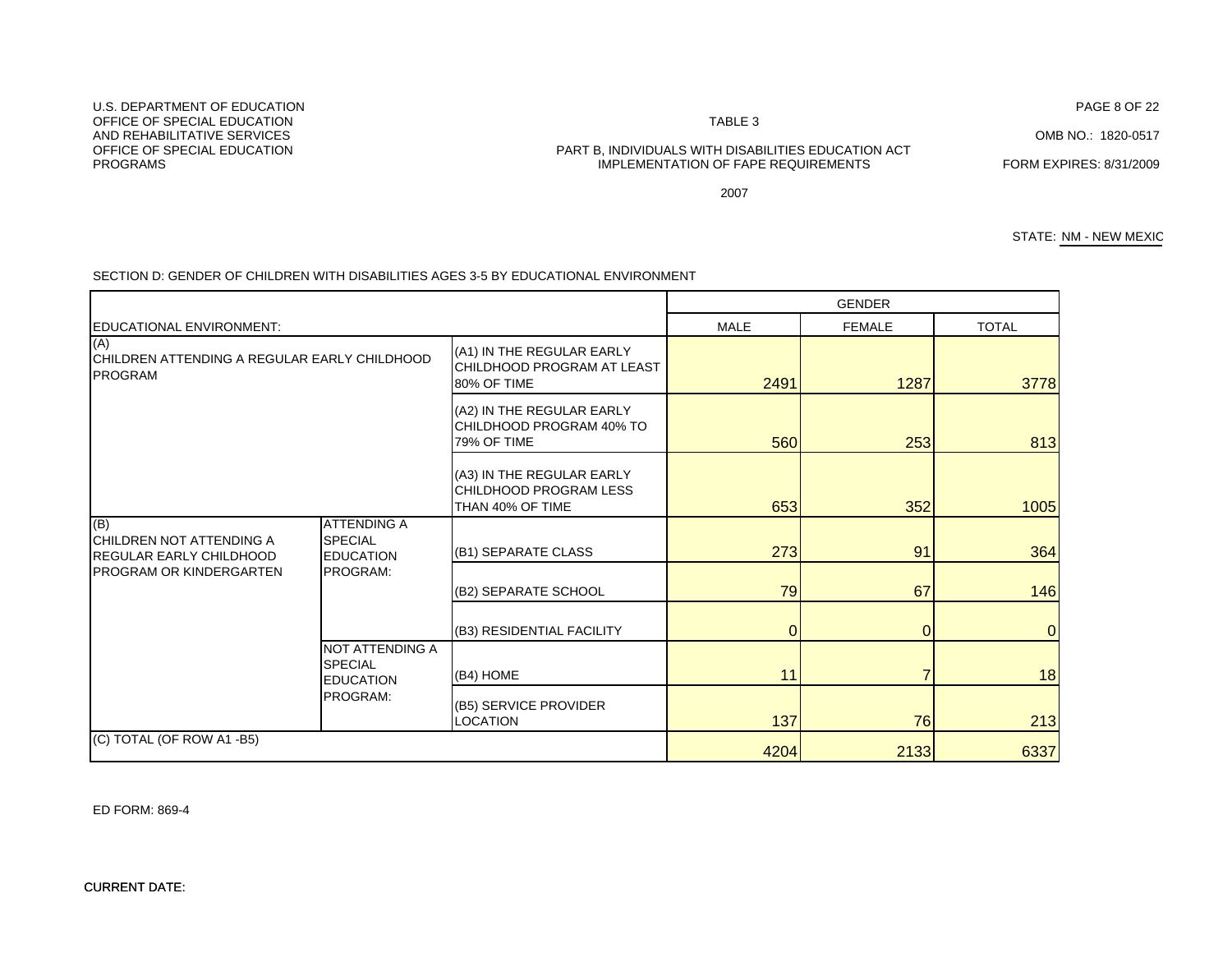U.S. DEPARTMENT OF EDUCATION
OFFICE OF SPECIAL EDUCATION
AND REHABILITATIVE SERVICES
OFFICE OF SPECIAL EDUCATION
PROGRAMS

TABLE 3

PART B, INDIVIDUALS WITH DISABILITIES EDUCATION ACT
IMPLEMENTATION OF FAPE REQUIREMENTS

2007

OMB NO.: 1820-0517

FORM EXPIRES: 8/31/2009

STATE: NM - NEW MEXIC

SECTION D: GENDER OF CHILDREN WITH DISABILITIES AGES 3-5 BY EDUCATIONAL ENVIRONMENT

| EDUCATIONAL ENVIRONMENT: | | | GENDER | | |
|---|---|---|---|---|---|
| | | | MALE | FEMALE | TOTAL |
| (A) CHILDREN ATTENDING A REGULAR EARLY CHILDHOOD PROGRAM | | (A1) IN THE REGULAR EARLY CHILDHOOD PROGRAM AT LEAST 80% OF TIME | 2491 | 1287 | 3778 |
| | | (A2) IN THE REGULAR EARLY CHILDHOOD PROGRAM 40% TO 79% OF TIME | 560 | 253 | 813 |
| | | (A3) IN THE REGULAR EARLY CHILDHOOD PROGRAM LESS THAN 40% OF TIME | 653 | 352 | 1005 |
| (B) CHILDREN NOT ATTENDING A REGULAR EARLY CHILDHOOD PROGRAM OR KINDERGARTEN | ATTENDING A SPECIAL EDUCATION PROGRAM: | (B1) SEPARATE CLASS | 273 | 91 | 364 |
| | | (B2) SEPARATE SCHOOL | 79 | 67 | 146 |
| | | (B3) RESIDENTIAL FACILITY | 0 | 0 | 0 |
| | NOT ATTENDING A SPECIAL EDUCATION PROGRAM: | (B4) HOME | 11 | 7 | 18 |
| | | (B5) SERVICE PROVIDER LOCATION | 137 | 76 | 213 |
| (C) TOTAL (OF ROW A1 -B5) | | | 4204 | 2133 | 6337 |

ED FORM: 869-4

CURRENT DATE: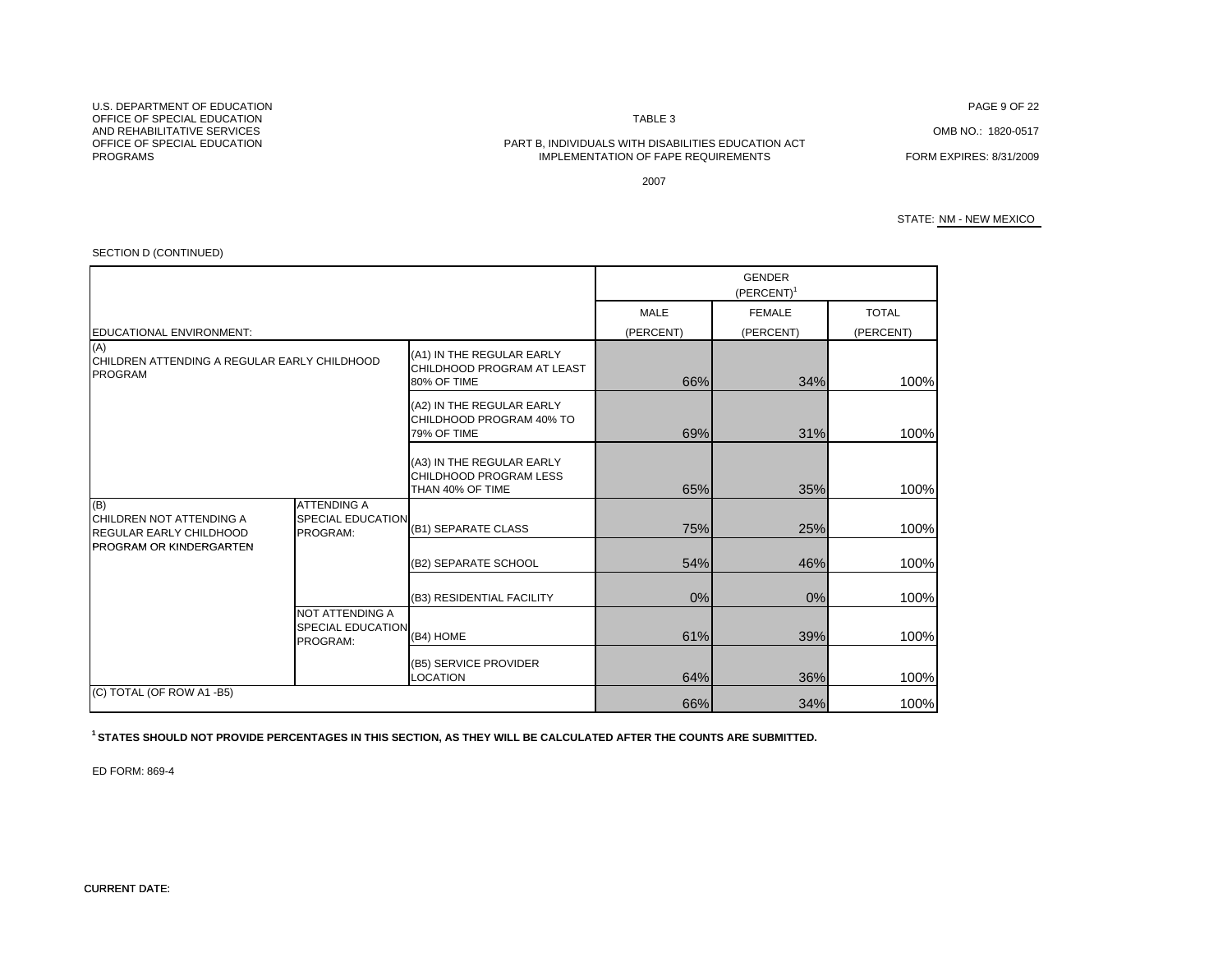U.S. DEPARTMENT OF EDUCATION
OFFICE OF SPECIAL EDUCATION
AND REHABILITATIVE SERVICES
OFFICE OF SPECIAL EDUCATION
PROGRAMS

TABLE 3

PART B, INDIVIDUALS WITH DISABILITIES EDUCATION ACT
IMPLEMENTATION OF FAPE REQUIREMENTS

2007

OMB NO.: 1820-0517

FORM EXPIRES: 8/31/2009

STATE: NM - NEW MEXICO

SECTION D (CONTINUED)

| EDUCATIONAL ENVIRONMENT: | | | GENDER (PERCENT)[1] MALE (PERCENT) | FEMALE (PERCENT) | TOTAL (PERCENT) |
|---|---|---|---|---|---|
| (A) CHILDREN ATTENDING A REGULAR EARLY CHILDHOOD PROGRAM | | (A1) IN THE REGULAR EARLY CHILDHOOD PROGRAM AT LEAST 80% OF TIME | 66% | 34% | 100% |
| | | (A2) IN THE REGULAR EARLY CHILDHOOD PROGRAM 40% TO 79% OF TIME | 69% | 31% | 100% |
| | | (A3) IN THE REGULAR EARLY CHILDHOOD PROGRAM LESS THAN 40% OF TIME | 65% | 35% | 100% |
| (B) CHILDREN NOT ATTENDING A REGULAR EARLY CHILDHOOD PROGRAM OR KINDERGARTEN | ATTENDING A SPECIAL EDUCATION PROGRAM: | (B1) SEPARATE CLASS | 75% | 25% | 100% |
| | | (B2) SEPARATE SCHOOL | 54% | 46% | 100% |
| | | (B3) RESIDENTIAL FACILITY | 0% | 0% | 100% |
| | NOT ATTENDING A SPECIAL EDUCATION PROGRAM: | (B4) HOME | 61% | 39% | 100% |
| | | (B5) SERVICE PROVIDER LOCATION | 64% | 36% | 100% |
| (C) TOTAL (OF ROW A1 -B5) | | | 66% | 34% | 100% |

[1] **STATES SHOULD NOT PROVIDE PERCENTAGES IN THIS SECTION, AS THEY WILL BE CALCULATED AFTER THE COUNTS ARE SUBMITTED.**

ED FORM: 869-4

CURRENT DATE: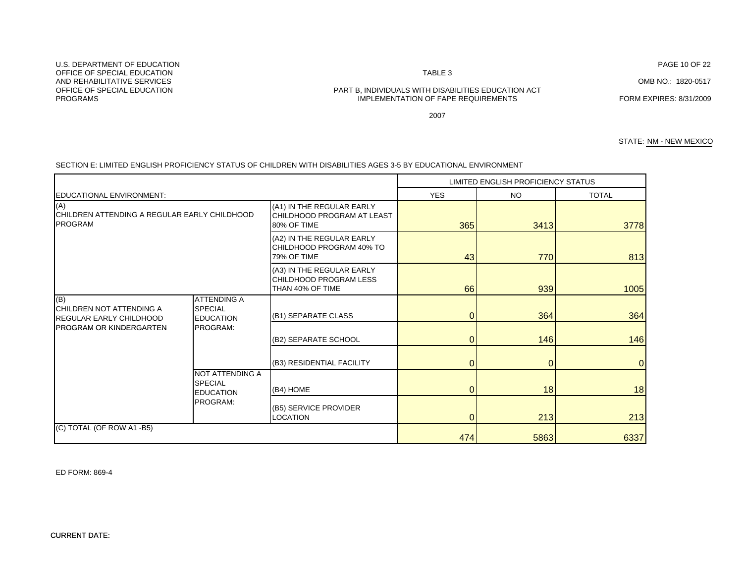U.S. DEPARTMENT OF EDUCATION
OFFICE OF SPECIAL EDUCATION
AND REHABILITATIVE SERVICES
OFFICE OF SPECIAL EDUCATION
PROGRAMS

TABLE 3

PART B, INDIVIDUALS WITH DISABILITIES EDUCATION ACT
IMPLEMENTATION OF FAPE REQUIREMENTS

2007

OMB NO.: 1820-0517

FORM EXPIRES: 8/31/2009

STATE: NM - NEW MEXICO

SECTION E: LIMITED ENGLISH PROFICIENCY STATUS OF CHILDREN WITH DISABILITIES AGES 3-5 BY EDUCATIONAL ENVIRONMENT

| | | | LIMITED ENGLISH PROFICIENCY STATUS | | |
|---|---|---|---|---|---|
| EDUCATIONAL ENVIRONMENT: | | | YES | NO | TOTAL |
| (A) CHILDREN ATTENDING A REGULAR EARLY CHILDHOOD PROGRAM | | (A1) IN THE REGULAR EARLY CHILDHOOD PROGRAM AT LEAST 80% OF TIME | 365 | 3413 | 3778 |
| | | (A2) IN THE REGULAR EARLY CHILDHOOD PROGRAM 40% TO 79% OF TIME | 43 | 770 | 813 |
| | | (A3) IN THE REGULAR EARLY CHILDHOOD PROGRAM LESS THAN 40% OF TIME | 66 | 939 | 1005 |
| (B) CHILDREN NOT ATTENDING A REGULAR EARLY CHILDHOOD PROGRAM OR KINDERGARTEN | ATTENDING A SPECIAL EDUCATION PROGRAM: | (B1) SEPARATE CLASS | 0 | 364 | 364 |
| | | (B2) SEPARATE SCHOOL | 0 | 146 | 146 |
| | | (B3) RESIDENTIAL FACILITY | 0 | 0 | 0 |
| | NOT ATTENDING A SPECIAL EDUCATION PROGRAM: | (B4) HOME | 0 | 18 | 18 |
| | | (B5) SERVICE PROVIDER LOCATION | 0 | 213 | 213 |
| (C) TOTAL (OF ROW A1 -B5) | | | 474 | 5863 | 6337 |

ED FORM: 869-4

CURRENT DATE: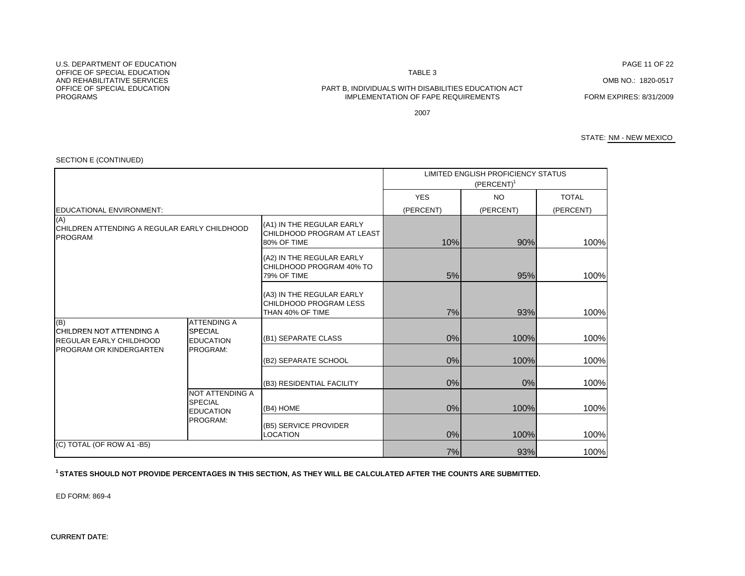U.S. DEPARTMENT OF EDUCATION
OFFICE OF SPECIAL EDUCATION
AND REHABILITATIVE SERVICES
OFFICE OF SPECIAL EDUCATION
PROGRAMS

TABLE 3

PART B, INDIVIDUALS WITH DISABILITIES EDUCATION ACT
IMPLEMENTATION OF FAPE REQUIREMENTS

2007

OMB NO.: 1820-0517

FORM EXPIRES: 8/31/2009

STATE: NM - NEW MEXICO

SECTION E (CONTINUED)

| EDUCATIONAL ENVIRONMENT: | | | LIMITED ENGLISH PROFICIENCY STATUS (PERCENT)[1] | | |
|---|---|---|---|---|---|
| | | | YES (PERCENT) | NO (PERCENT) | TOTAL (PERCENT) |
| (A) CHILDREN ATTENDING A REGULAR EARLY CHILDHOOD PROGRAM | | (A1) IN THE REGULAR EARLY CHILDHOOD PROGRAM AT LEAST 80% OF TIME | 10% | 90% | 100% |
| | | (A2) IN THE REGULAR EARLY CHILDHOOD PROGRAM 40% TO 79% OF TIME | 5% | 95% | 100% |
| | | (A3) IN THE REGULAR EARLY CHILDHOOD PROGRAM LESS THAN 40% OF TIME | 7% | 93% | 100% |
| (B) CHILDREN NOT ATTENDING A REGULAR EARLY CHILDHOOD PROGRAM OR KINDERGARTEN | ATTENDING A SPECIAL EDUCATION PROGRAM: | (B1) SEPARATE CLASS | 0% | 100% | 100% |
| | | (B2) SEPARATE SCHOOL | 0% | 100% | 100% |
| | | (B3) RESIDENTIAL FACILITY | 0% | 0% | 100% |
| | NOT ATTENDING A SPECIAL EDUCATION PROGRAM: | (B4) HOME | 0% | 100% | 100% |
| | | (B5) SERVICE PROVIDER LOCATION | 0% | 100% | 100% |
| (C) TOTAL (OF ROW A1 -B5) | | | 7% | 93% | 100% |

**[1] STATES SHOULD NOT PROVIDE PERCENTAGES IN THIS SECTION, AS THEY WILL BE CALCULATED AFTER THE COUNTS ARE SUBMITTED.**

ED FORM: 869-4

CURRENT DATE: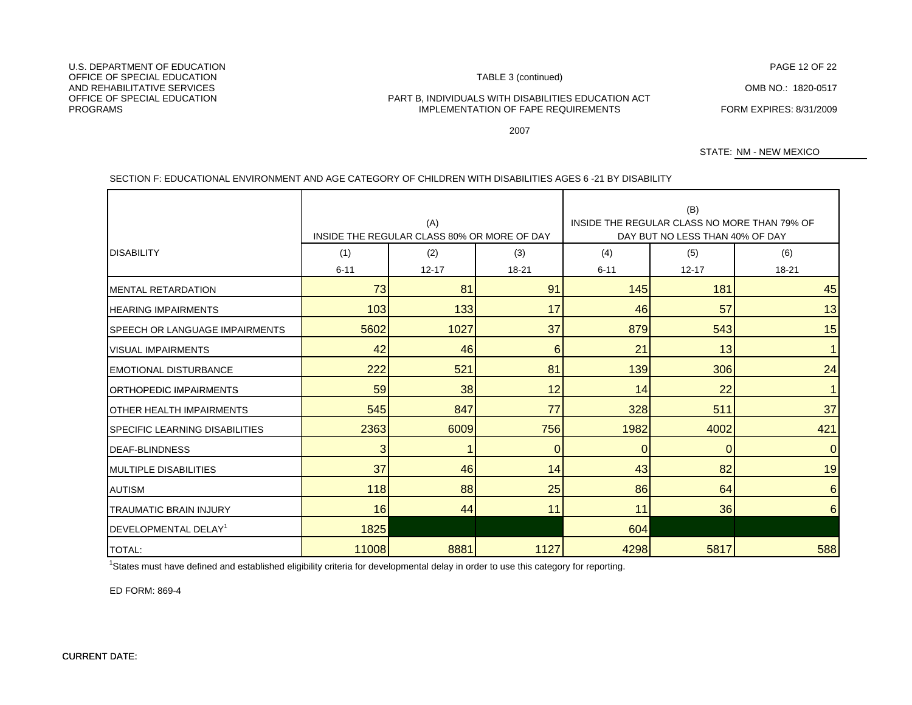U.S. DEPARTMENT OF EDUCATION
OFFICE OF SPECIAL EDUCATION AND REHABILITATIVE SERVICES
OFFICE OF SPECIAL EDUCATION PROGRAMS

TABLE 3 (continued)

PART B, INDIVIDUALS WITH DISABILITIES EDUCATION ACT
IMPLEMENTATION OF FAPE REQUIREMENTS

2007

OMB NO.: 1820-0517

FORM EXPIRES: 8/31/2009

STATE: NM - NEW MEXICO

SECTION F: EDUCATIONAL ENVIRONMENT AND AGE CATEGORY OF CHILDREN WITH DISABILITIES AGES 6 -21 BY DISABILITY

| DISABILITY | (A) INSIDE THE REGULAR CLASS 80% OR MORE OF DAY | | | (B) INSIDE THE REGULAR CLASS NO MORE THAN 79% OF DAY BUT NO LESS THAN 40% OF DAY | | |
|---|---|---|---|---|---|---|
| | (1) 6-11 | (2) 12-17 | (3) 18-21 | (4) 6-11 | (5) 12-17 | (6) 18-21 |
| MENTAL RETARDATION | 73 | 81 | 91 | 145 | 181 | 45 |
| HEARING IMPAIRMENTS | 103 | 133 | 17 | 46 | 57 | 13 |
| SPEECH OR LANGUAGE IMPAIRMENTS | 5602 | 1027 | 37 | 879 | 543 | 15 |
| VISUAL IMPAIRMENTS | 42 | 46 | 6 | 21 | 13 | 1 |
| EMOTIONAL DISTURBANCE | 222 | 521 | 81 | 139 | 306 | 24 |
| ORTHOPEDIC IMPAIRMENTS | 59 | 38 | 12 | 14 | 22 | 1 |
| OTHER HEALTH IMPAIRMENTS | 545 | 847 | 77 | 328 | 511 | 37 |
| SPECIFIC LEARNING DISABILITIES | 2363 | 6009 | 756 | 1982 | 4002 | 421 |
| DEAF-BLINDNESS | 3 | 1 | 0 | 0 | 0 | 0 |
| MULTIPLE DISABILITIES | 37 | 46 | 14 | 43 | 82 | 19 |
| AUTISM | 118 | 88 | 25 | 86 | 64 | 6 |
| TRAUMATIC BRAIN INJURY | 16 | 44 | 11 | 11 | 36 | 6 |
| DEVELOPMENTAL DELAY[1] | 1825 | | | 604 | | |
| TOTAL: | 11008 | 8881 | 1127 | 4298 | 5817 | 588 |

[1]States must have defined and established eligibility criteria for developmental delay in order to use this category for reporting.

ED FORM: 869-4

CURRENT DATE: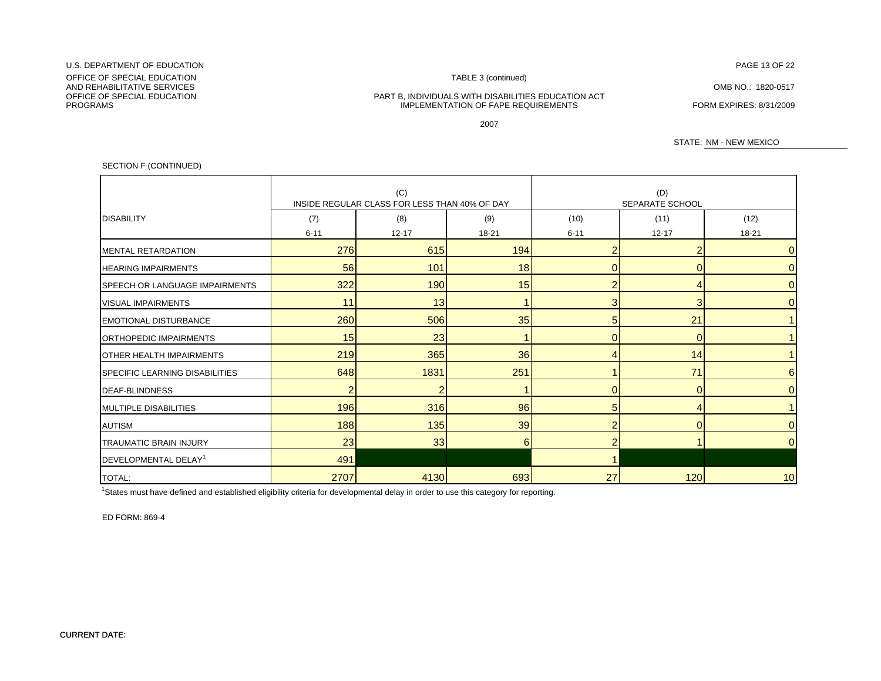U.S. DEPARTMENT OF EDUCATION

OFFICE OF SPECIAL EDUCATION AND REHABILITATIVE SERVICES
OFFICE OF SPECIAL EDUCATION PROGRAMS

TABLE 3 (continued)

OMB NO.: 1820-0517

PART B, INDIVIDUALS WITH DISABILITIES EDUCATION ACT
IMPLEMENTATION OF FAPE REQUIREMENTS

FORM EXPIRES: 8/31/2009

2007

STATE: NM - NEW MEXICO

SECTION F (CONTINUED)

| DISABILITY | (C) INSIDE REGULAR CLASS FOR LESS THAN 40% OF DAY | | | (D) SEPARATE SCHOOL | | |
|---|---|---|---|---|---|---|
| | (7) 6-11 | (8) 12-17 | (9) 18-21 | (10) 6-11 | (11) 12-17 | (12) 18-21 |
| MENTAL RETARDATION | 276 | 615 | 194 | 2 | 2 | 0 |
| HEARING IMPAIRMENTS | 56 | 101 | 18 | 0 | 0 | 0 |
| SPEECH OR LANGUAGE IMPAIRMENTS | 322 | 190 | 15 | 2 | 4 | 0 |
| VISUAL IMPAIRMENTS | 11 | 13 | 1 | 3 | 3 | 0 |
| EMOTIONAL DISTURBANCE | 260 | 506 | 35 | 5 | 21 | 1 |
| ORTHOPEDIC IMPAIRMENTS | 15 | 23 | 1 | 0 | 0 | 1 |
| OTHER HEALTH IMPAIRMENTS | 219 | 365 | 36 | 4 | 14 | 1 |
| SPECIFIC LEARNING DISABILITIES | 648 | 1831 | 251 | 1 | 71 | 6 |
| DEAF-BLINDNESS | 2 | 2 | 1 | 0 | 0 | 0 |
| MULTIPLE DISABILITIES | 196 | 316 | 96 | 5 | 4 | 1 |
| AUTISM | 188 | 135 | 39 | 2 | 0 | 0 |
| TRAUMATIC BRAIN INJURY | 23 | 33 | 6 | 2 | 1 | 0 |
| DEVELOPMENTAL DELAY[1] | 491 | | | 1 | | |
| TOTAL: | 2707 | 4130 | 693 | 27 | 120 | 10 |

[1]States must have defined and established eligibility criteria for developmental delay in order to use this category for reporting.

ED FORM: 869-4

CURRENT DATE: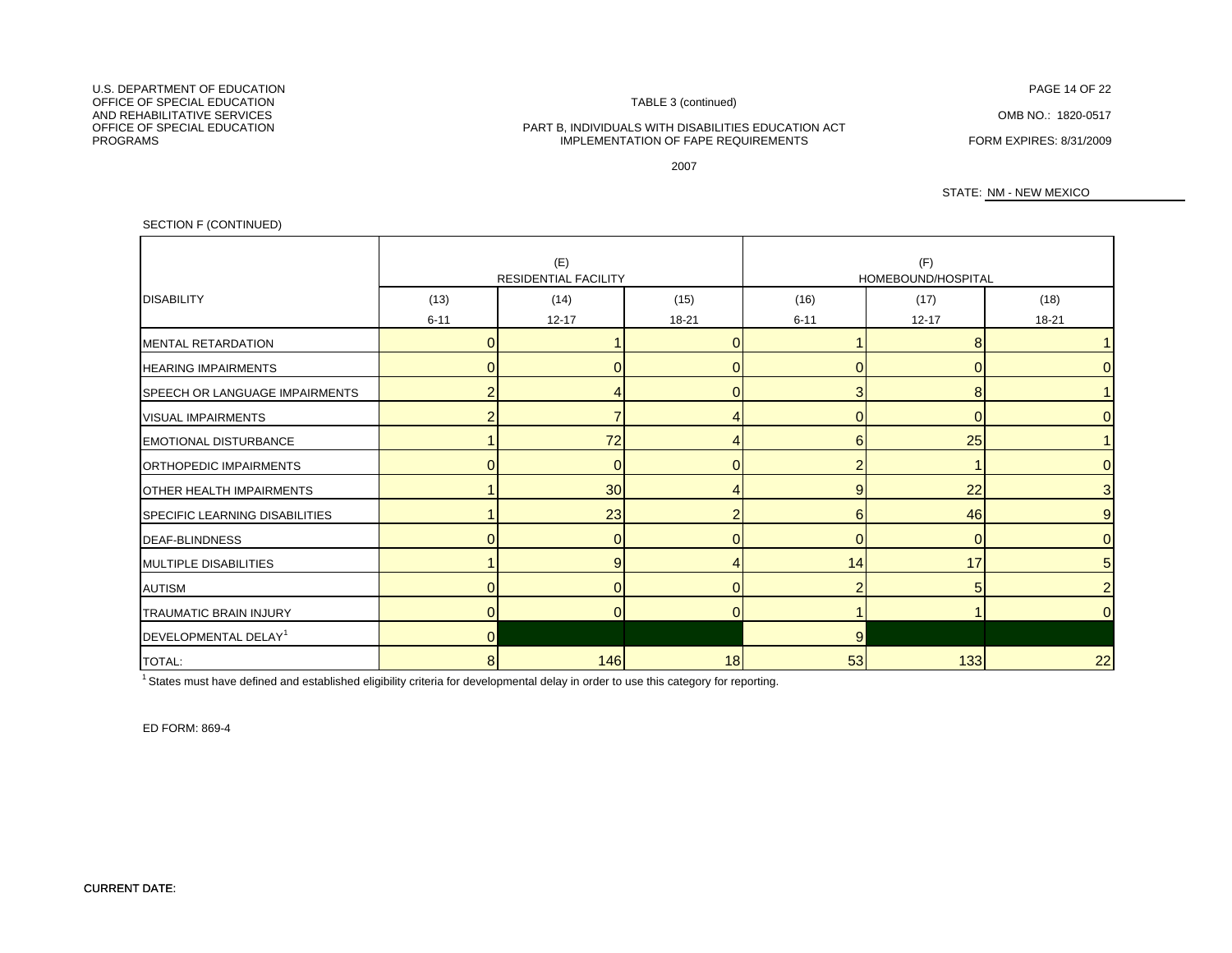U.S. DEPARTMENT OF EDUCATION
OFFICE OF SPECIAL EDUCATION
AND REHABILITATIVE SERVICES
OFFICE OF SPECIAL EDUCATION
PROGRAMS

TABLE 3 (continued)

PART B, INDIVIDUALS WITH DISABILITIES EDUCATION ACT
IMPLEMENTATION OF FAPE REQUIREMENTS

2007

OMB NO.: 1820-0517

FORM EXPIRES: 8/31/2009

STATE: NM - NEW MEXICO

SECTION F (CONTINUED)

| DISABILITY | (E) RESIDENTIAL FACILITY | | | (F) HOMEBOUND/HOSPITAL | | |
|---|---|---|---|---|---|---|
| | (13) 6-11 | (14) 12-17 | (15) 18-21 | (16) 6-11 | (17) 12-17 | (18) 18-21 |
| MENTAL RETARDATION | 0 | 1 | 0 | 1 | 8 | 1 |
| HEARING IMPAIRMENTS | 0 | 0 | 0 | 0 | 0 | 0 |
| SPEECH OR LANGUAGE IMPAIRMENTS | 2 | 4 | 0 | 3 | 8 | 1 |
| VISUAL IMPAIRMENTS | 2 | 7 | 4 | 0 | 0 | 0 |
| EMOTIONAL DISTURBANCE | 1 | 72 | 4 | 6 | 25 | 1 |
| ORTHOPEDIC IMPAIRMENTS | 0 | 0 | 0 | 2 | 1 | 0 |
| OTHER HEALTH IMPAIRMENTS | 1 | 30 | 4 | 9 | 22 | 3 |
| SPECIFIC LEARNING DISABILITIES | 1 | 23 | 2 | 6 | 46 | 9 |
| DEAF-BLINDNESS | 0 | 0 | 0 | 0 | 0 | 0 |
| MULTIPLE DISABILITIES | 1 | 9 | 4 | 14 | 17 | 5 |
| AUTISM | 0 | 0 | 0 | 2 | 5 | 2 |
| TRAUMATIC BRAIN INJURY | 0 | 0 | 0 | 1 | 1 | 0 |
| DEVELOPMENTAL DELAY[1] | 0 | | | 9 | | |
| TOTAL: | 8 | 146 | 18 | 53 | 133 | 22 |

[1] States must have defined and established eligibility criteria for developmental delay in order to use this category for reporting.

ED FORM: 869-4

CURRENT DATE: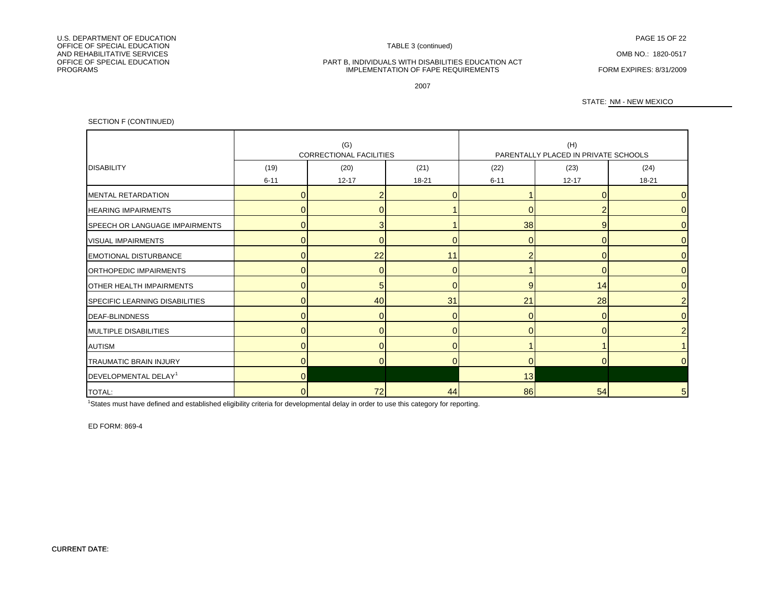U.S. DEPARTMENT OF EDUCATION
OFFICE OF SPECIAL EDUCATION
AND REHABILITATIVE SERVICES
OFFICE OF SPECIAL EDUCATION
PROGRAMS

TABLE 3 (continued)

PART B, INDIVIDUALS WITH DISABILITIES EDUCATION ACT
IMPLEMENTATION OF FAPE REQUIREMENTS

2007

OMB NO.: 1820-0517

FORM EXPIRES: 8/31/2009

STATE: NM - NEW MEXICO

SECTION F (CONTINUED)

| DISABILITY | (G) CORRECTIONAL FACILITIES | | | (H) PARENTALLY PLACED IN PRIVATE SCHOOLS | | |
|---|---|---|---|---|---|---|
| | (19) 6-11 | (20) 12-17 | (21) 18-21 | (22) 6-11 | (23) 12-17 | (24) 18-21 |
| MENTAL RETARDATION | 0 | 2 | 0 | 1 | 0 | 0 |
| HEARING IMPAIRMENTS | 0 | 0 | 1 | 0 | 2 | 0 |
| SPEECH OR LANGUAGE IMPAIRMENTS | 0 | 3 | 1 | 38 | 9 | 0 |
| VISUAL IMPAIRMENTS | 0 | 0 | 0 | 0 | 0 | 0 |
| EMOTIONAL DISTURBANCE | 0 | 22 | 11 | 2 | 0 | 0 |
| ORTHOPEDIC IMPAIRMENTS | 0 | 0 | 0 | 1 | 0 | 0 |
| OTHER HEALTH IMPAIRMENTS | 0 | 5 | 0 | 9 | 14 | 0 |
| SPECIFIC LEARNING DISABILITIES | 0 | 40 | 31 | 21 | 28 | 2 |
| DEAF-BLINDNESS | 0 | 0 | 0 | 0 | 0 | 0 |
| MULTIPLE DISABILITIES | 0 | 0 | 0 | 0 | 0 | 2 |
| AUTISM | 0 | 0 | 0 | 1 | 1 | 1 |
| TRAUMATIC BRAIN INJURY | 0 | 0 | 0 | 0 | 0 | 0 |
| DEVELOPMENTAL DELAY[1] | 0 | | | 13 | | |
| TOTAL: | 0 | 72 | 44 | 86 | 54 | 5 |

[1]States must have defined and established eligibility criteria for developmental delay in order to use this category for reporting.

ED FORM: 869-4

CURRENT DATE: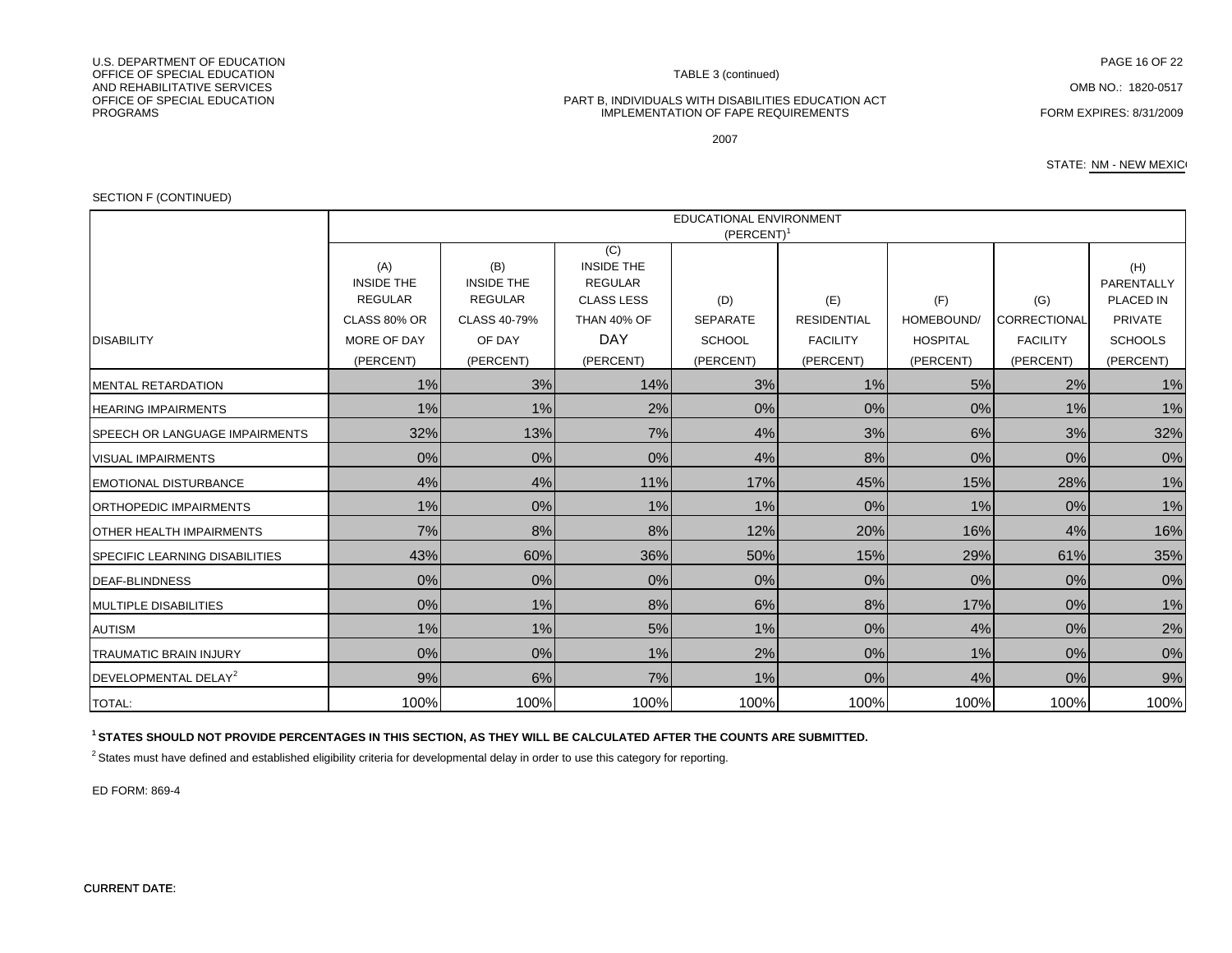U.S. DEPARTMENT OF EDUCATION
OFFICE OF SPECIAL EDUCATION AND REHABILITATIVE SERVICES
OFFICE OF SPECIAL EDUCATION PROGRAMS

TABLE 3 (continued)

PART B, INDIVIDUALS WITH DISABILITIES EDUCATION ACT
IMPLEMENTATION OF FAPE REQUIREMENTS

2007

OMB NO.: 1820-0517

FORM EXPIRES: 8/31/2009

STATE: NM - NEW MEXICO

SECTION F (CONTINUED)

| DISABILITY | EDUCATIONAL ENVIRONMENT (PERCENT)[1] | | | | | | | |
|---|---|---|---|---|---|---|---|---|
| | (A) INSIDE THE REGULAR CLASS 80% OR MORE OF DAY (PERCENT) | (B) INSIDE THE REGULAR CLASS 40-79% OF DAY (PERCENT) | (C) INSIDE THE REGULAR CLASS LESS THAN 40% OF DAY (PERCENT) | (D) SEPARATE SCHOOL (PERCENT) | (E) RESIDENTIAL FACILITY (PERCENT) | (F) HOMEBOUND/ HOSPITAL (PERCENT) | (G) CORRECTIONAL FACILITY (PERCENT) | (H) PARENTALLY PLACED IN PRIVATE SCHOOLS (PERCENT) |
| MENTAL RETARDATION | 1% | 3% | 14% | 3% | 1% | 5% | 2% | 1% |
| HEARING IMPAIRMENTS | 1% | 1% | 2% | 0% | 0% | 0% | 1% | 1% |
| SPEECH OR LANGUAGE IMPAIRMENTS | 32% | 13% | 7% | 4% | 3% | 6% | 3% | 32% |
| VISUAL IMPAIRMENTS | 0% | 0% | 0% | 4% | 8% | 0% | 0% | 0% |
| EMOTIONAL DISTURBANCE | 4% | 4% | 11% | 17% | 45% | 15% | 28% | 1% |
| ORTHOPEDIC IMPAIRMENTS | 1% | 0% | 1% | 1% | 0% | 1% | 0% | 1% |
| OTHER HEALTH IMPAIRMENTS | 7% | 8% | 8% | 12% | 20% | 16% | 4% | 16% |
| SPECIFIC LEARNING DISABILITIES | 43% | 60% | 36% | 50% | 15% | 29% | 61% | 35% |
| DEAF-BLINDNESS | 0% | 0% | 0% | 0% | 0% | 0% | 0% | 0% |
| MULTIPLE DISABILITIES | 0% | 1% | 8% | 6% | 8% | 17% | 0% | 1% |
| AUTISM | 1% | 1% | 5% | 1% | 0% | 4% | 0% | 2% |
| TRAUMATIC BRAIN INJURY | 0% | 0% | 1% | 2% | 0% | 1% | 0% | 0% |
| DEVELOPMENTAL DELAY[2] | 9% | 6% | 7% | 1% | 0% | 4% | 0% | 9% |
| TOTAL: | 100% | 100% | 100% | 100% | 100% | 100% | 100% | 100% |

**[1] STATES SHOULD NOT PROVIDE PERCENTAGES IN THIS SECTION, AS THEY WILL BE CALCULATED AFTER THE COUNTS ARE SUBMITTED.**

[2] States must have defined and established eligibility criteria for developmental delay in order to use this category for reporting.

ED FORM: 869-4

CURRENT DATE: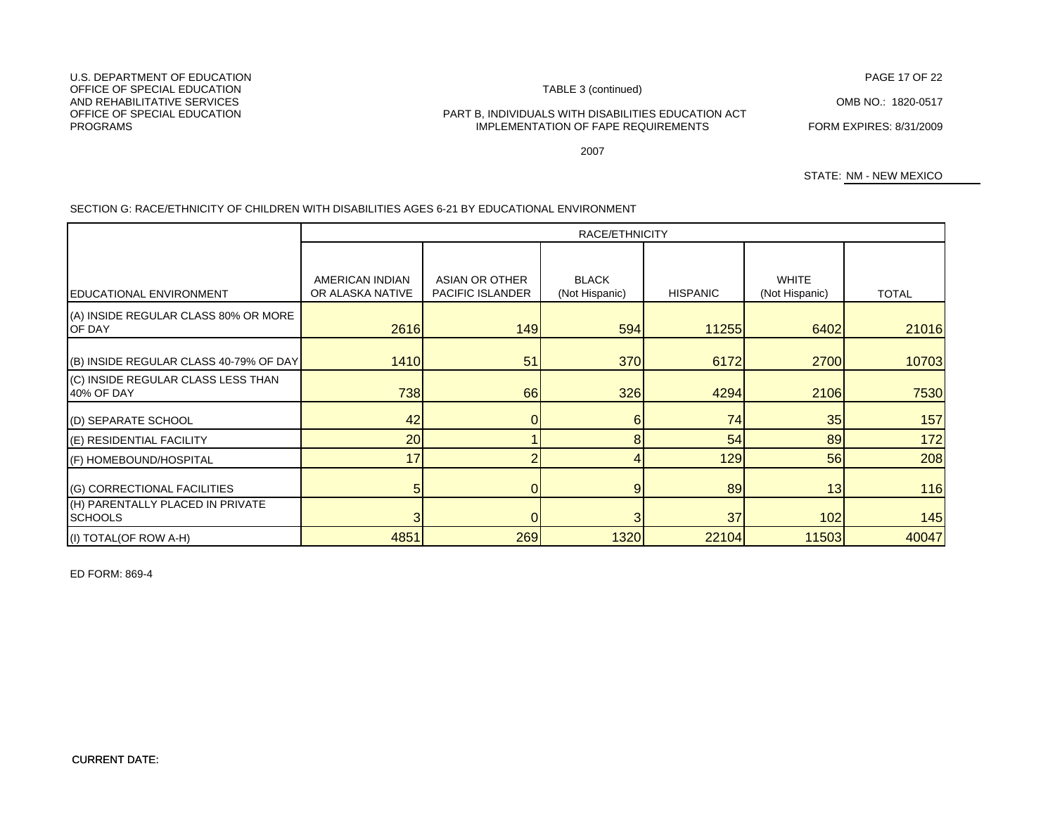U.S. DEPARTMENT OF EDUCATION
OFFICE OF SPECIAL EDUCATION AND REHABILITATIVE SERVICES
OFFICE OF SPECIAL EDUCATION PROGRAMS

TABLE 3 (continued)

PART B, INDIVIDUALS WITH DISABILITIES EDUCATION ACT
IMPLEMENTATION OF FAPE REQUIREMENTS

2007

OMB NO.: 1820-0517

FORM EXPIRES: 8/31/2009

STATE: NM - NEW MEXICO

SECTION G: RACE/ETHNICITY OF CHILDREN WITH DISABILITIES AGES 6-21 BY EDUCATIONAL ENVIRONMENT

| | RACE/ETHNICITY | | | | | |
|---|---|---|---|---|---|---|
| EDUCATIONAL ENVIRONMENT | AMERICAN INDIAN OR ALASKA NATIVE | ASIAN OR OTHER PACIFIC ISLANDER | BLACK (Not Hispanic) | HISPANIC | WHITE (Not Hispanic) | TOTAL |
| (A) INSIDE REGULAR CLASS 80% OR MORE OF DAY | 2616 | 149 | 594 | 11255 | 6402 | 21016 |
| (B) INSIDE REGULAR CLASS 40-79% OF DAY | 1410 | 51 | 370 | 6172 | 2700 | 10703 |
| (C) INSIDE REGULAR CLASS LESS THAN 40% OF DAY | 738 | 66 | 326 | 4294 | 2106 | 7530 |
| (D) SEPARATE SCHOOL | 42 | 0 | 6 | 74 | 35 | 157 |
| (E) RESIDENTIAL FACILITY | 20 | 1 | 8 | 54 | 89 | 172 |
| (F) HOMEBOUND/HOSPITAL | 17 | 2 | 4 | 129 | 56 | 208 |
| (G) CORRECTIONAL FACILITIES | 5 | 0 | 9 | 89 | 13 | 116 |
| (H) PARENTALLY PLACED IN PRIVATE SCHOOLS | 3 | 0 | 3 | 37 | 102 | 145 |
| (I) TOTAL(OF ROW A-H) | 4851 | 269 | 1320 | 22104 | 11503 | 40047 |

ED FORM: 869-4

CURRENT DATE: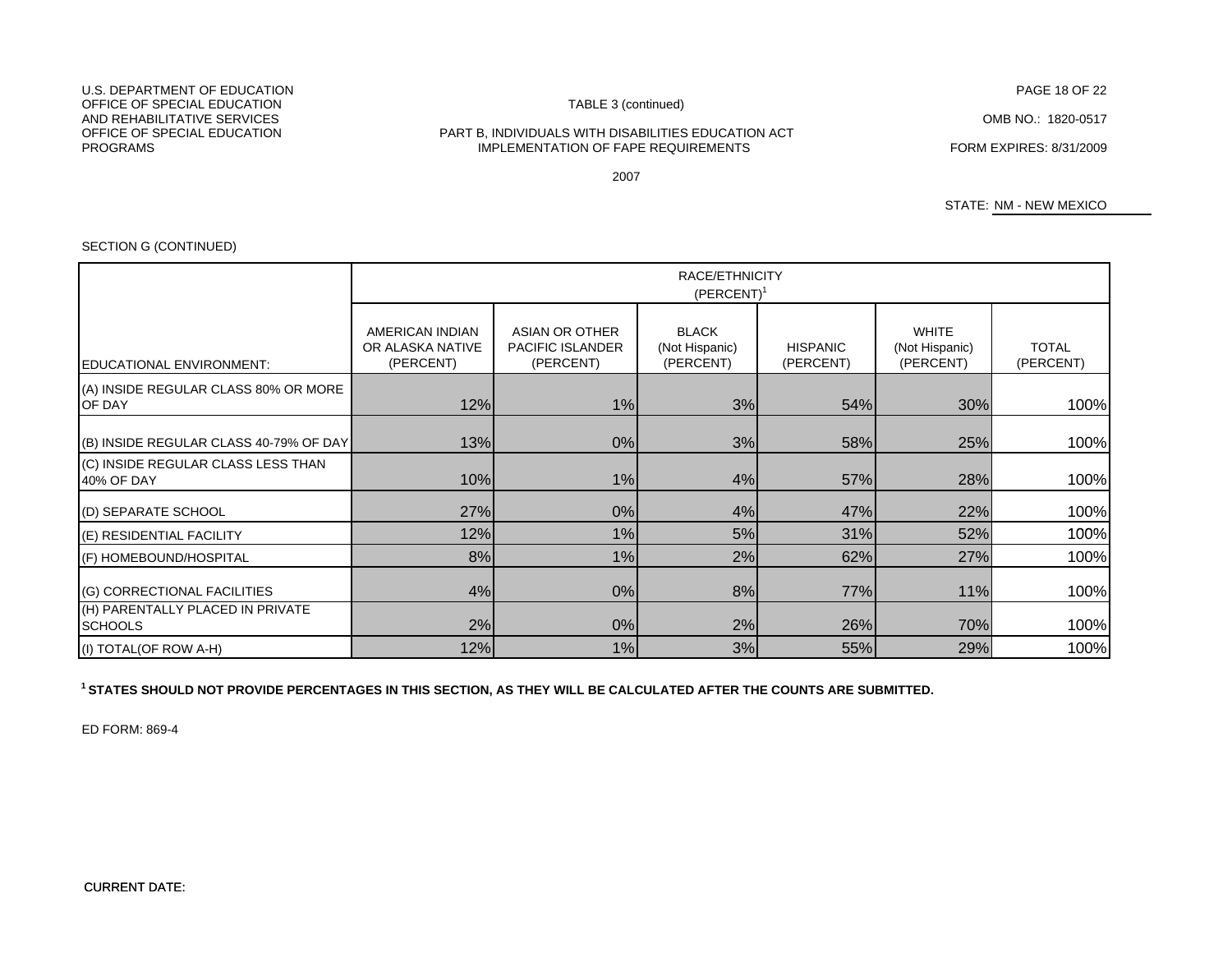U.S. DEPARTMENT OF EDUCATION
OFFICE OF SPECIAL EDUCATION AND REHABILITATIVE SERVICES
OFFICE OF SPECIAL EDUCATION PROGRAMS

TABLE 3 (continued)

PART B, INDIVIDUALS WITH DISABILITIES EDUCATION ACT
IMPLEMENTATION OF FAPE REQUIREMENTS

2007

OMB NO.: 1820-0517

FORM EXPIRES: 8/31/2009

STATE: NM - NEW MEXICO

SECTION G (CONTINUED)

| | RACE/ETHNICITY (PERCENT)[1] | | | | | |
|---|---|---|---|---|---|---|
| EDUCATIONAL ENVIRONMENT: | AMERICAN INDIAN OR ALASKA NATIVE (PERCENT) | ASIAN OR OTHER PACIFIC ISLANDER (PERCENT) | BLACK (Not Hispanic) (PERCENT) | HISPANIC (PERCENT) | WHITE (Not Hispanic) (PERCENT) | TOTAL (PERCENT) |
| (A) INSIDE REGULAR CLASS 80% OR MORE OF DAY | 12% | 1% | 3% | 54% | 30% | 100% |
| (B) INSIDE REGULAR CLASS 40-79% OF DAY | 13% | 0% | 3% | 58% | 25% | 100% |
| (C) INSIDE REGULAR CLASS LESS THAN 40% OF DAY | 10% | 1% | 4% | 57% | 28% | 100% |
| (D) SEPARATE SCHOOL | 27% | 0% | 4% | 47% | 22% | 100% |
| (E) RESIDENTIAL FACILITY | 12% | 1% | 5% | 31% | 52% | 100% |
| (F) HOMEBOUND/HOSPITAL | 8% | 1% | 2% | 62% | 27% | 100% |
| (G) CORRECTIONAL FACILITIES | 4% | 0% | 8% | 77% | 11% | 100% |
| (H) PARENTALLY PLACED IN PRIVATE SCHOOLS | 2% | 0% | 2% | 26% | 70% | 100% |
| (I) TOTAL(OF ROW A-H) | 12% | 1% | 3% | 55% | 29% | 100% |

**[1] STATES SHOULD NOT PROVIDE PERCENTAGES IN THIS SECTION, AS THEY WILL BE CALCULATED AFTER THE COUNTS ARE SUBMITTED.**

ED FORM: 869-4

CURRENT DATE: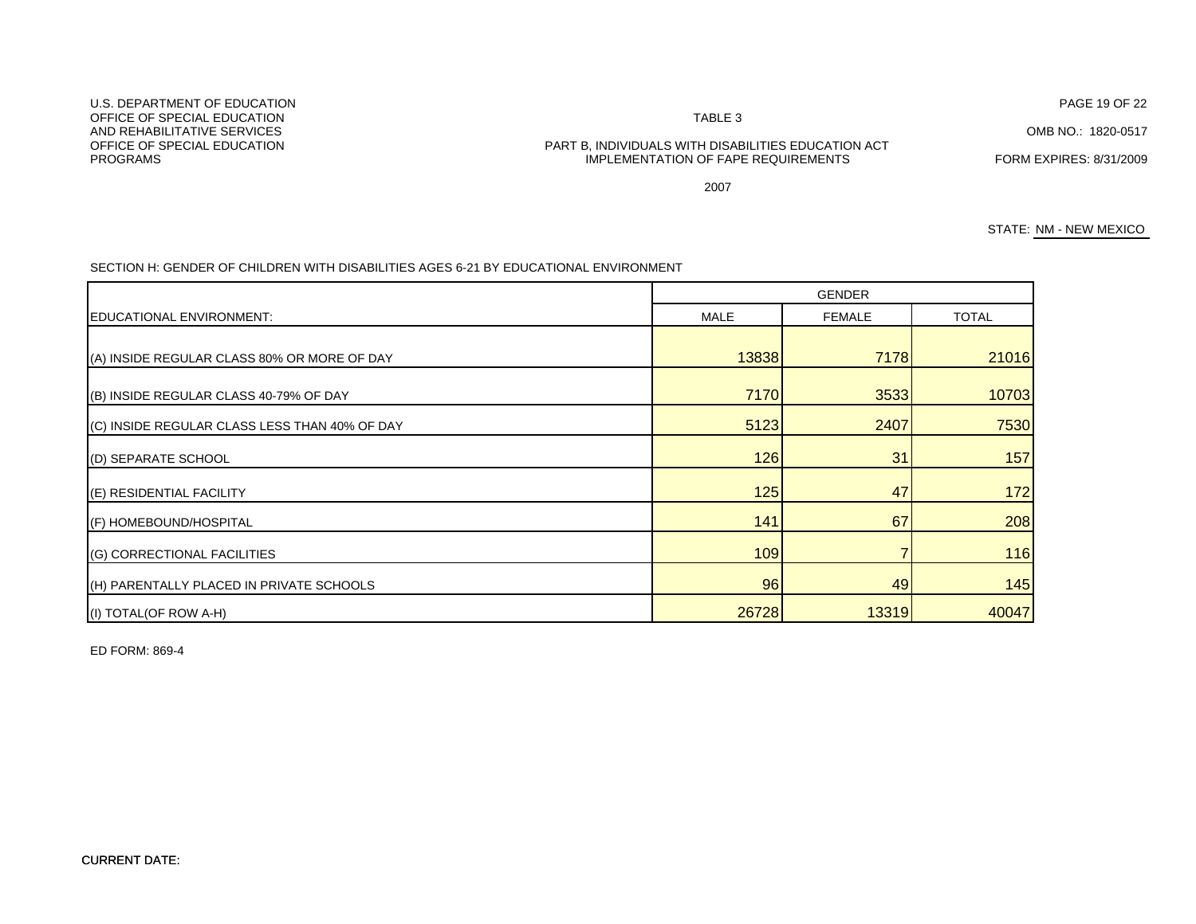U.S. DEPARTMENT OF EDUCATION
OFFICE OF SPECIAL EDUCATION
AND REHABILITATIVE SERVICES
OFFICE OF SPECIAL EDUCATION
PROGRAMS

TABLE 3

PART B, INDIVIDUALS WITH DISABILITIES EDUCATION ACT
IMPLEMENTATION OF FAPE REQUIREMENTS

2007

OMB NO.: 1820-0517

FORM EXPIRES: 8/31/2009

STATE: NM - NEW MEXICO

SECTION H: GENDER OF CHILDREN WITH DISABILITIES AGES 6-21 BY EDUCATIONAL ENVIRONMENT

| | GENDER | | |
|---|---|---|---|
| EDUCATIONAL ENVIRONMENT: | MALE | FEMALE | TOTAL |
| (A) INSIDE REGULAR CLASS 80% OR MORE OF DAY | 13838 | 7178 | 21016 |
| (B) INSIDE REGULAR CLASS 40-79% OF DAY | 7170 | 3533 | 10703 |
| (C) INSIDE REGULAR CLASS LESS THAN 40% OF DAY | 5123 | 2407 | 7530 |
| (D) SEPARATE SCHOOL | 126 | 31 | 157 |
| (E) RESIDENTIAL FACILITY | 125 | 47 | 172 |
| (F) HOMEBOUND/HOSPITAL | 141 | 67 | 208 |
| (G) CORRECTIONAL FACILITIES | 109 | 7 | 116 |
| (H) PARENTALLY PLACED IN PRIVATE SCHOOLS | 96 | 49 | 145 |
| (I) TOTAL(OF ROW A-H) | 26728 | 13319 | 40047 |

ED FORM: 869-4

CURRENT DATE: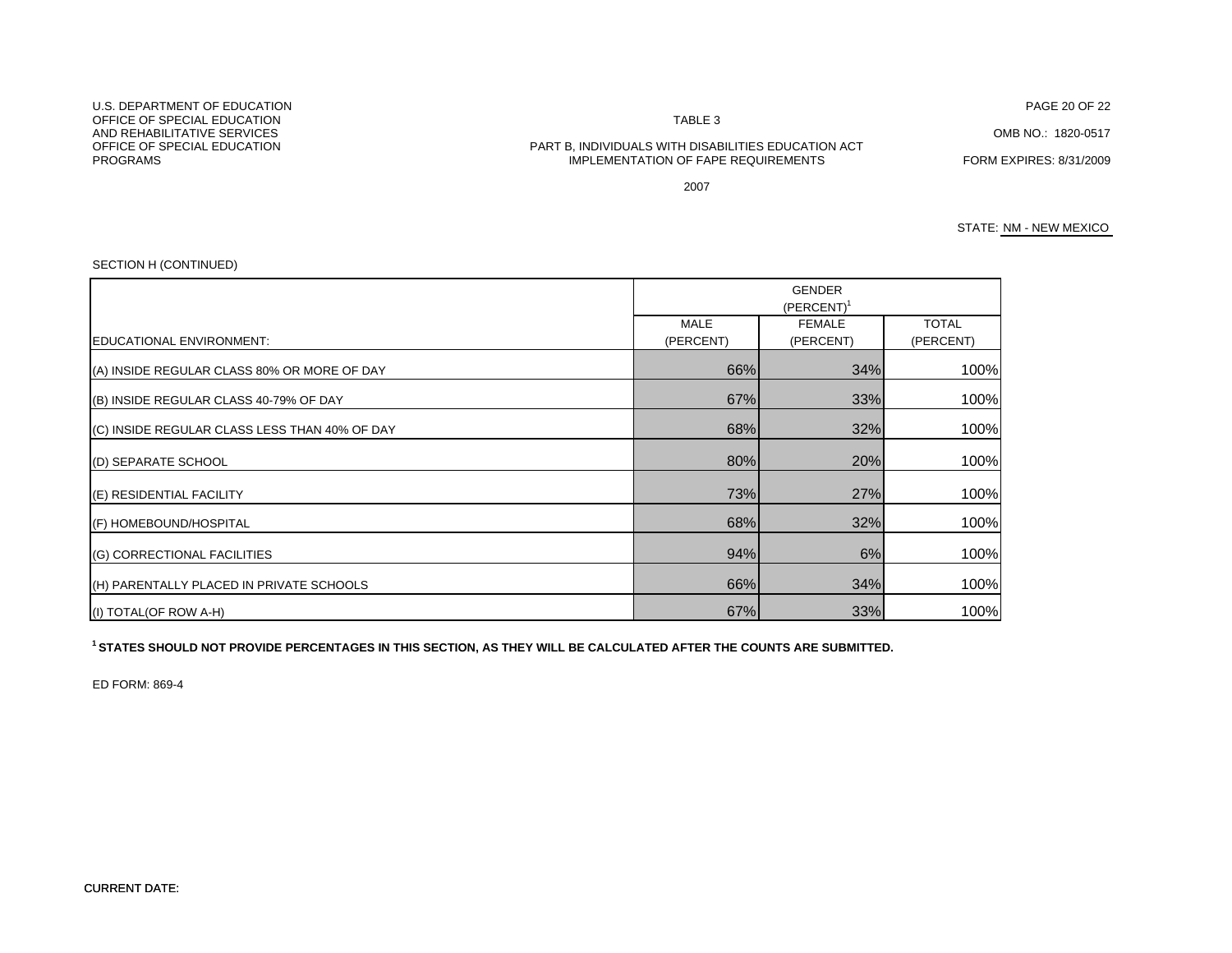U.S. DEPARTMENT OF EDUCATION
OFFICE OF SPECIAL EDUCATION
AND REHABILITATIVE SERVICES
OFFICE OF SPECIAL EDUCATION
PROGRAMS

TABLE 3

PART B, INDIVIDUALS WITH DISABILITIES EDUCATION ACT
IMPLEMENTATION OF FAPE REQUIREMENTS

2007

OMB NO.: 1820-0517

FORM EXPIRES: 8/31/2009

STATE: NM - NEW MEXICO

SECTION H (CONTINUED)

| | GENDER (PERCENT)[1] | | |
|---|---|---|---|
| EDUCATIONAL ENVIRONMENT: | MALE (PERCENT) | FEMALE (PERCENT) | TOTAL (PERCENT) |
| (A) INSIDE REGULAR CLASS 80% OR MORE OF DAY | 66% | 34% | 100% |
| (B) INSIDE REGULAR CLASS 40-79% OF DAY | 67% | 33% | 100% |
| (C) INSIDE REGULAR CLASS LESS THAN 40% OF DAY | 68% | 32% | 100% |
| (D) SEPARATE SCHOOL | 80% | 20% | 100% |
| (E) RESIDENTIAL FACILITY | 73% | 27% | 100% |
| (F) HOMEBOUND/HOSPITAL | 68% | 32% | 100% |
| (G) CORRECTIONAL FACILITIES | 94% | 6% | 100% |
| (H) PARENTALLY PLACED IN PRIVATE SCHOOLS | 66% | 34% | 100% |
| (I) TOTAL(OF ROW A-H) | 67% | 33% | 100% |

**[1] STATES SHOULD NOT PROVIDE PERCENTAGES IN THIS SECTION, AS THEY WILL BE CALCULATED AFTER THE COUNTS ARE SUBMITTED.**

ED FORM: 869-4

CURRENT DATE: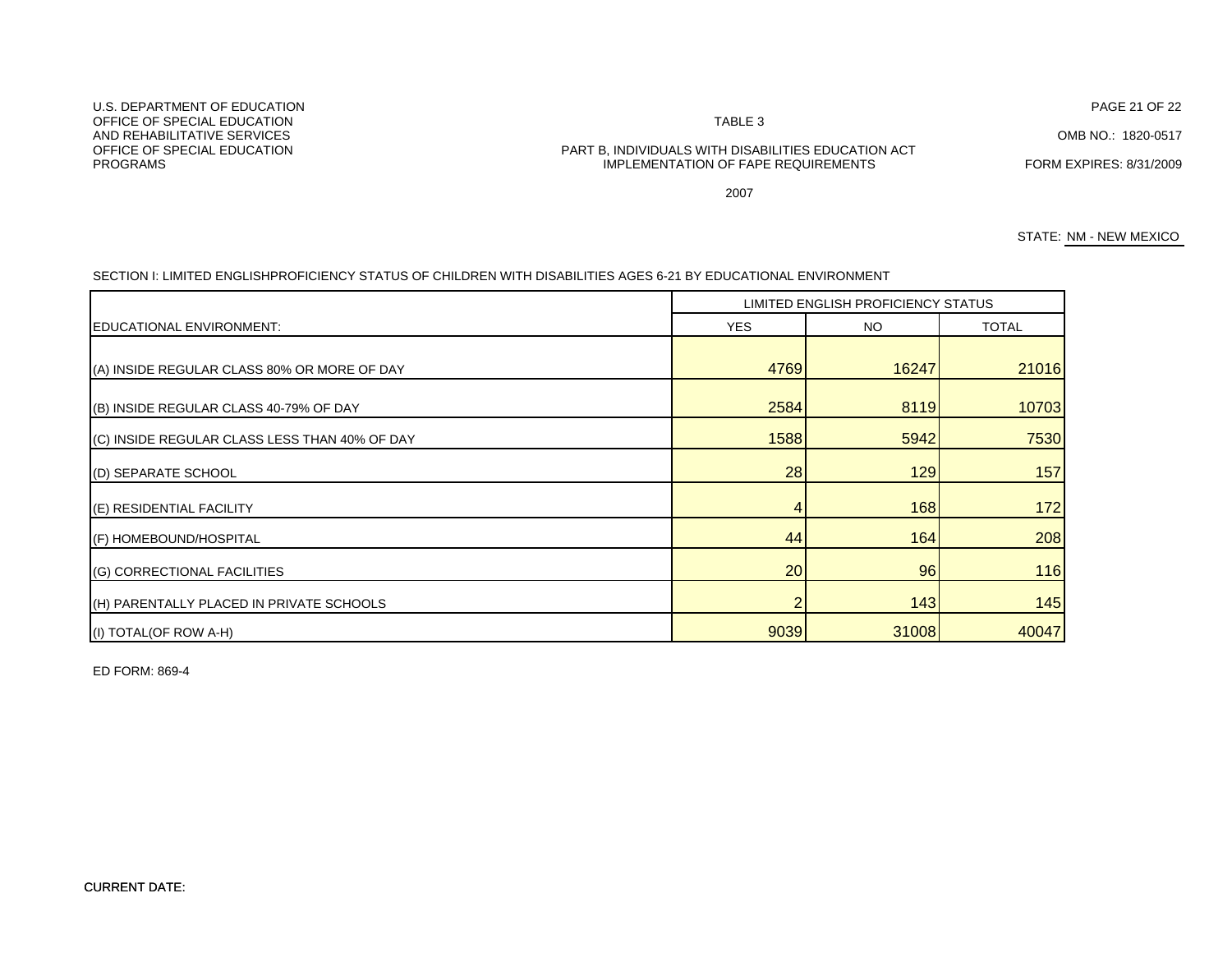U.S. DEPARTMENT OF EDUCATION
OFFICE OF SPECIAL EDUCATION
AND REHABILITATIVE SERVICES
OFFICE OF SPECIAL EDUCATION
PROGRAMS

TABLE 3

PART B, INDIVIDUALS WITH DISABILITIES EDUCATION ACT
IMPLEMENTATION OF FAPE REQUIREMENTS

2007

OMB NO.: 1820-0517

FORM EXPIRES: 8/31/2009

STATE: NM - NEW MEXICO

SECTION I: LIMITED ENGLISHPROFICIENCY STATUS OF CHILDREN WITH DISABILITIES AGES 6-21 BY EDUCATIONAL ENVIRONMENT

| | LIMITED ENGLISH PROFICIENCY STATUS | | |
|---|---|---|---|
| EDUCATIONAL ENVIRONMENT: | YES | NO | TOTAL |
| (A) INSIDE REGULAR CLASS 80% OR MORE OF DAY | 4769 | 16247 | 21016 |
| (B) INSIDE REGULAR CLASS 40-79% OF DAY | 2584 | 8119 | 10703 |
| (C) INSIDE REGULAR CLASS LESS THAN 40% OF DAY | 1588 | 5942 | 7530 |
| (D) SEPARATE SCHOOL | 28 | 129 | 157 |
| (E) RESIDENTIAL FACILITY | 4 | 168 | 172 |
| (F) HOMEBOUND/HOSPITAL | 44 | 164 | 208 |
| (G) CORRECTIONAL FACILITIES | 20 | 96 | 116 |
| (H) PARENTALLY PLACED IN PRIVATE SCHOOLS | 2 | 143 | 145 |
| (I) TOTAL(OF ROW A-H) | 9039 | 31008 | 40047 |

ED FORM: 869-4

CURRENT DATE: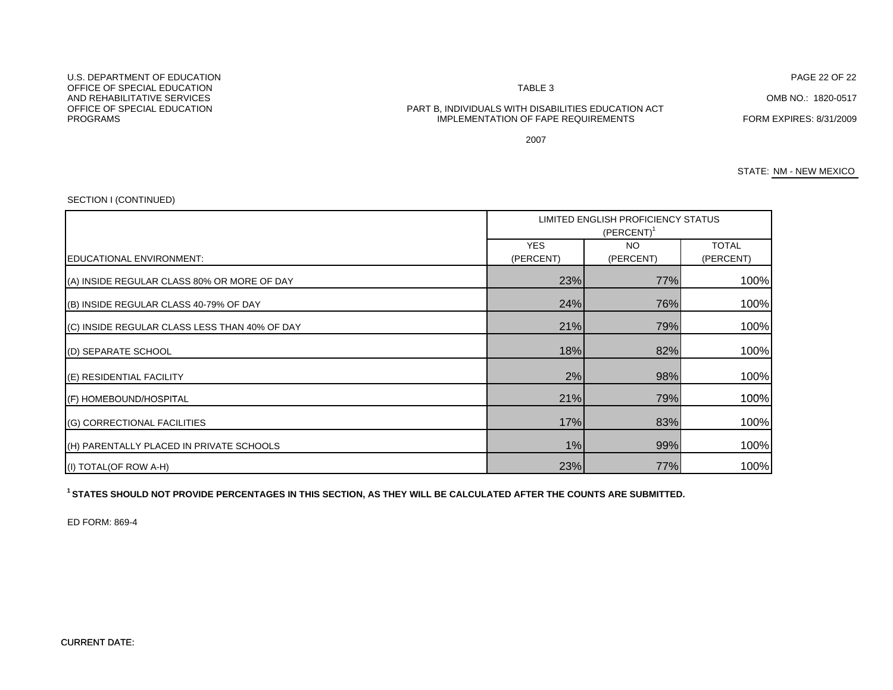U.S. DEPARTMENT OF EDUCATION
OFFICE OF SPECIAL EDUCATION
AND REHABILITATIVE SERVICES
OFFICE OF SPECIAL EDUCATION
PROGRAMS

TABLE 3

PART B, INDIVIDUALS WITH DISABILITIES EDUCATION ACT
IMPLEMENTATION OF FAPE REQUIREMENTS

2007

OMB NO.: 1820-0517

FORM EXPIRES: 8/31/2009

STATE: NM - NEW MEXICO

SECTION I (CONTINUED)

| | LIMITED ENGLISH PROFICIENCY STATUS (PERCENT)[1] | | |
|---|---|---|---|
| EDUCATIONAL ENVIRONMENT: | YES (PERCENT) | NO (PERCENT) | TOTAL (PERCENT) |
| (A) INSIDE REGULAR CLASS 80% OR MORE OF DAY | 23% | 77% | 100% |
| (B) INSIDE REGULAR CLASS 40-79% OF DAY | 24% | 76% | 100% |
| (C) INSIDE REGULAR CLASS LESS THAN 40% OF DAY | 21% | 79% | 100% |
| (D) SEPARATE SCHOOL | 18% | 82% | 100% |
| (E) RESIDENTIAL FACILITY | 2% | 98% | 100% |
| (F) HOMEBOUND/HOSPITAL | 21% | 79% | 100% |
| (G) CORRECTIONAL FACILITIES | 17% | 83% | 100% |
| (H) PARENTALLY PLACED IN PRIVATE SCHOOLS | 1% | 99% | 100% |
| (I) TOTAL(OF ROW A-H) | 23% | 77% | 100% |

**[1] STATES SHOULD NOT PROVIDE PERCENTAGES IN THIS SECTION, AS THEY WILL BE CALCULATED AFTER THE COUNTS ARE SUBMITTED.**

ED FORM: 869-4

CURRENT DATE: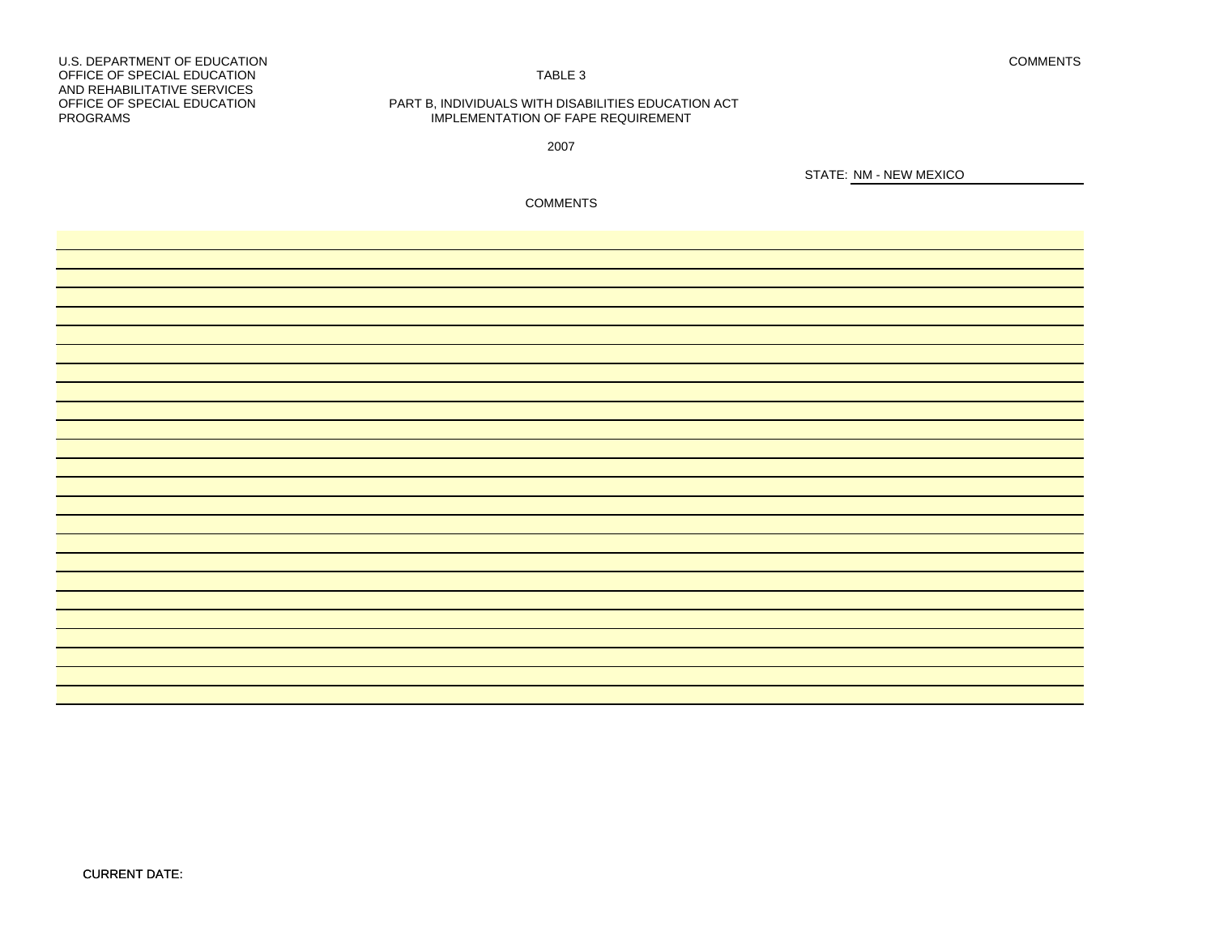U.S. DEPARTMENT OF EDUCATION
OFFICE OF SPECIAL EDUCATION
AND REHABILITATIVE SERVICES
OFFICE OF SPECIAL EDUCATION
PROGRAMS

COMMENTS

TABLE 3

PART B, INDIVIDUALS WITH DISABILITIES EDUCATION ACT
IMPLEMENTATION OF FAPE REQUIREMENT

2007

STATE: NM - NEW MEXICO

COMMENTS

CURRENT DATE: